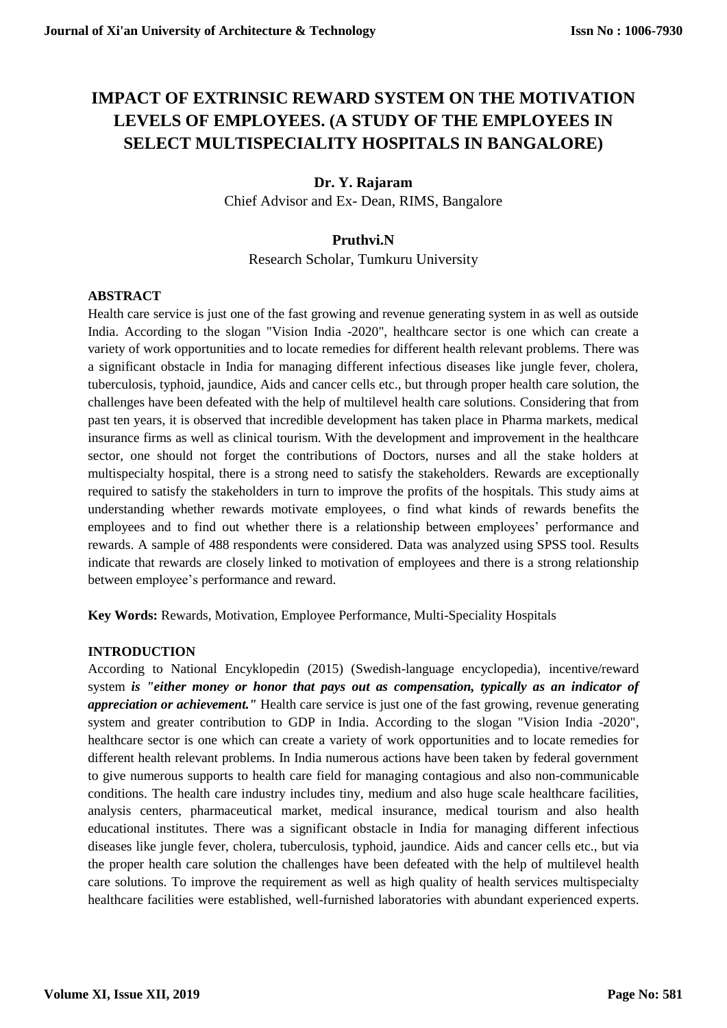# IMPACT OF EXTRINSIC REWARD SYSTEM ON THE MOTIVATION LEVELS OF EMPLOYEES. (A STUDY OF THE EMPLOYEES IN SELECT MULTISPECIALITY HOSPITALS IN BANGALORE)

**Dr. Y. Rajaram**

Chief Advisor and Ex- Dean, RIMS, Bangalore

**Pruthvi.N**

Research Scholar, Tumkuru University

## ABSTRACT

Health care service is just one of the fast growing and revenue generating system in as well as outside India. According to the slogan "Vision India -2020", healthcare sector is one which can create a variety of work opportunities and to locate remedies for different health relevant problems. There was a significant obstacle in India for managing different infectious diseases like jungle fever, cholera, tuberculosis, typhoid, jaundice, Aids and cancer cells etc., but through proper health care solution, the challenges have been defeated with the help of multilevel health care solutions. Considering that from past ten years, it is observed that incredible development has taken place in Pharma markets, medical insurance firms as well as clinical tourism. With the development and improvement in the healthcare sector, one should not forget the contributions of Doctors, nurses and all the stake holders at multispecialty hospital, there is a strong need to satisfy the stakeholders. Rewards are exceptionally required to satisfy the stakeholders in turn to improve the profits of the hospitals. This study aims at understanding whether rewards motivate employees, o find what kinds of rewards benefits the employees and to find out whether there is a relationship between employees' performance and rewards. A sample of 488 respondents were considered. Data was analyzed using SPSS tool. Results indicate that rewards are closely linked to motivation of employees and there is a strong relationship between employee's performance and reward.

**Key Words:** Rewards, Motivation, Employee Performance, Multi-Speciality Hospitals

## INTRODUCTION

According to National Encyklopedin (2015) (Swedish-language encyclopedia), incentive/reward system ***is "either money or honor that pays out as compensation, typically as an indicator of appreciation or achievement."*** Health care service is just one of the fast growing, revenue generating system and greater contribution to GDP in India. According to the slogan "Vision India -2020", healthcare sector is one which can create a variety of work opportunities and to locate remedies for different health relevant problems. In India numerous actions have been taken by federal government to give numerous supports to health care field for managing contagious and also non-communicable conditions. The health care industry includes tiny, medium and also huge scale healthcare facilities, analysis centers, pharmaceutical market, medical insurance, medical tourism and also health educational institutes. There was a significant obstacle in India for managing different infectious diseases like jungle fever, cholera, tuberculosis, typhoid, jaundice. Aids and cancer cells etc., but via the proper health care solution the challenges have been defeated with the help of multilevel health care solutions. To improve the requirement as well as high quality of health services multispecialty healthcare facilities were established, well-furnished laboratories with abundant experienced experts.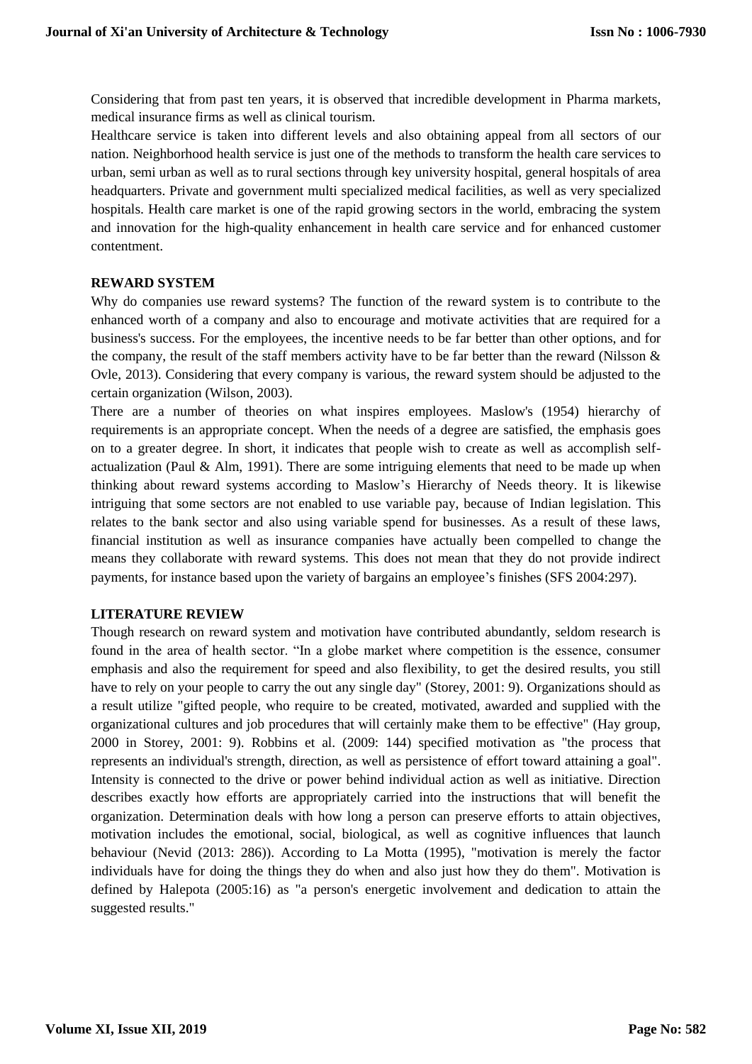Considering that from past ten years, it is observed that incredible development in Pharma markets, medical insurance firms as well as clinical tourism.

Healthcare service is taken into different levels and also obtaining appeal from all sectors of our nation. Neighborhood health service is just one of the methods to transform the health care services to urban, semi urban as well as to rural sections through key university hospital, general hospitals of area headquarters. Private and government multi specialized medical facilities, as well as very specialized hospitals. Health care market is one of the rapid growing sectors in the world, embracing the system and innovation for the high-quality enhancement in health care service and for enhanced customer contentment.

## REWARD SYSTEM

Why do companies use reward systems? The function of the reward system is to contribute to the enhanced worth of a company and also to encourage and motivate activities that are required for a business's success. For the employees, the incentive needs to be far better than other options, and for the company, the result of the staff members activity have to be far better than the reward (Nilsson & Ovle, 2013). Considering that every company is various, the reward system should be adjusted to the certain organization (Wilson, 2003).

There are a number of theories on what inspires employees. Maslow's (1954) hierarchy of requirements is an appropriate concept. When the needs of a degree are satisfied, the emphasis goes on to a greater degree. In short, it indicates that people wish to create as well as accomplish self-actualization (Paul & Alm, 1991). There are some intriguing elements that need to be made up when thinking about reward systems according to Maslow's Hierarchy of Needs theory. It is likewise intriguing that some sectors are not enabled to use variable pay, because of Indian legislation. This relates to the bank sector and also using variable spend for businesses. As a result of these laws, financial institution as well as insurance companies have actually been compelled to change the means they collaborate with reward systems. This does not mean that they do not provide indirect payments, for instance based upon the variety of bargains an employee's finishes (SFS 2004:297).

## LITERATURE REVIEW

Though research on reward system and motivation have contributed abundantly, seldom research is found in the area of health sector. "In a globe market where competition is the essence, consumer emphasis and also the requirement for speed and also flexibility, to get the desired results, you still have to rely on your people to carry the out any single day" (Storey, 2001: 9). Organizations should as a result utilize "gifted people, who require to be created, motivated, awarded and supplied with the organizational cultures and job procedures that will certainly make them to be effective" (Hay group, 2000 in Storey, 2001: 9). Robbins et al. (2009: 144) specified motivation as "the process that represents an individual's strength, direction, as well as persistence of effort toward attaining a goal". Intensity is connected to the drive or power behind individual action as well as initiative. Direction describes exactly how efforts are appropriately carried into the instructions that will benefit the organization. Determination deals with how long a person can preserve efforts to attain objectives, motivation includes the emotional, social, biological, as well as cognitive influences that launch behaviour (Nevid (2013: 286)). According to La Motta (1995), "motivation is merely the factor individuals have for doing the things they do when and also just how they do them". Motivation is defined by Halepota (2005:16) as "a person's energetic involvement and dedication to attain the suggested results."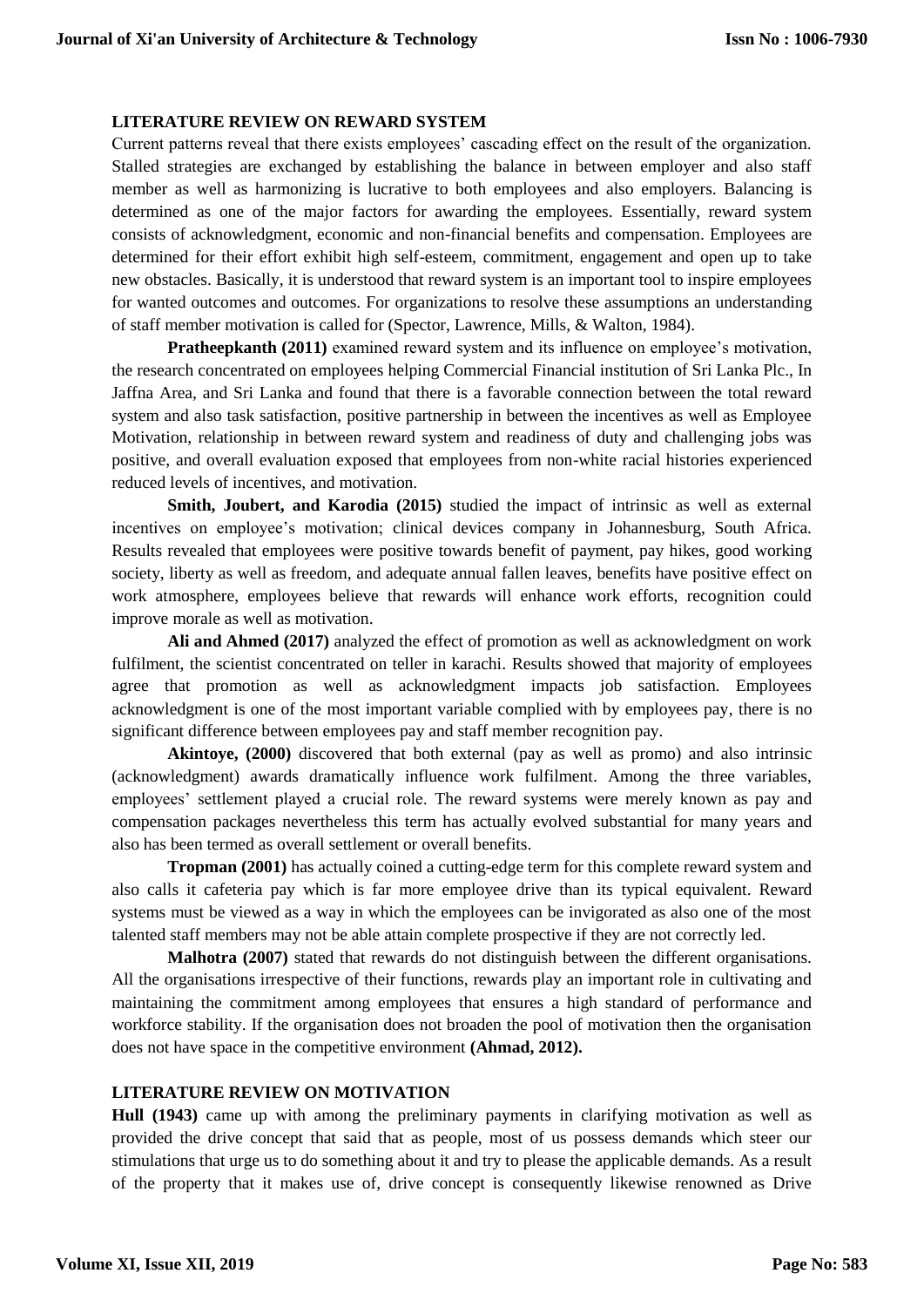## LITERATURE REVIEW ON REWARD SYSTEM

Current patterns reveal that there exists employees' cascading effect on the result of the organization. Stalled strategies are exchanged by establishing the balance in between employer and also staff member as well as harmonizing is lucrative to both employees and also employers. Balancing is determined as one of the major factors for awarding the employees. Essentially, reward system consists of acknowledgment, economic and non-financial benefits and compensation. Employees are determined for their effort exhibit high self-esteem, commitment, engagement and open up to take new obstacles. Basically, it is understood that reward system is an important tool to inspire employees for wanted outcomes and outcomes. For organizations to resolve these assumptions an understanding of staff member motivation is called for (Spector, Lawrence, Mills, & Walton, 1984).

**Pratheepkanth (2011)** examined reward system and its influence on employee's motivation, the research concentrated on employees helping Commercial Financial institution of Sri Lanka Plc., In Jaffna Area, and Sri Lanka and found that there is a favorable connection between the total reward system and also task satisfaction, positive partnership in between the incentives as well as Employee Motivation, relationship in between reward system and readiness of duty and challenging jobs was positive, and overall evaluation exposed that employees from non-white racial histories experienced reduced levels of incentives, and motivation.

**Smith, Joubert, and Karodia (2015)** studied the impact of intrinsic as well as external incentives on employee's motivation; clinical devices company in Johannesburg, South Africa. Results revealed that employees were positive towards benefit of payment, pay hikes, good working society, liberty as well as freedom, and adequate annual fallen leaves, benefits have positive effect on work atmosphere, employees believe that rewards will enhance work efforts, recognition could improve morale as well as motivation.

**Ali and Ahmed (2017)** analyzed the effect of promotion as well as acknowledgment on work fulfilment, the scientist concentrated on teller in karachi. Results showed that majority of employees agree that promotion as well as acknowledgment impacts job satisfaction. Employees acknowledgment is one of the most important variable complied with by employees pay, there is no significant difference between employees pay and staff member recognition pay.

**Akintoye, (2000)** discovered that both external (pay as well as promo) and also intrinsic (acknowledgment) awards dramatically influence work fulfilment. Among the three variables, employees' settlement played a crucial role. The reward systems were merely known as pay and compensation packages nevertheless this term has actually evolved substantial for many years and also has been termed as overall settlement or overall benefits.

**Tropman (2001)** has actually coined a cutting-edge term for this complete reward system and also calls it cafeteria pay which is far more employee drive than its typical equivalent. Reward systems must be viewed as a way in which the employees can be invigorated as also one of the most talented staff members may not be able attain complete prospective if they are not correctly led.

**Malhotra (2007)** stated that rewards do not distinguish between the different organisations. All the organisations irrespective of their functions, rewards play an important role in cultivating and maintaining the commitment among employees that ensures a high standard of performance and workforce stability. If the organisation does not broaden the pool of motivation then the organisation does not have space in the competitive environment **(Ahmad, 2012).**

## LITERATURE REVIEW ON MOTIVATION

**Hull (1943)** came up with among the preliminary payments in clarifying motivation as well as provided the drive concept that said that as people, most of us possess demands which steer our stimulations that urge us to do something about it and try to please the applicable demands. As a result of the property that it makes use of, drive concept is consequently likewise renowned as Drive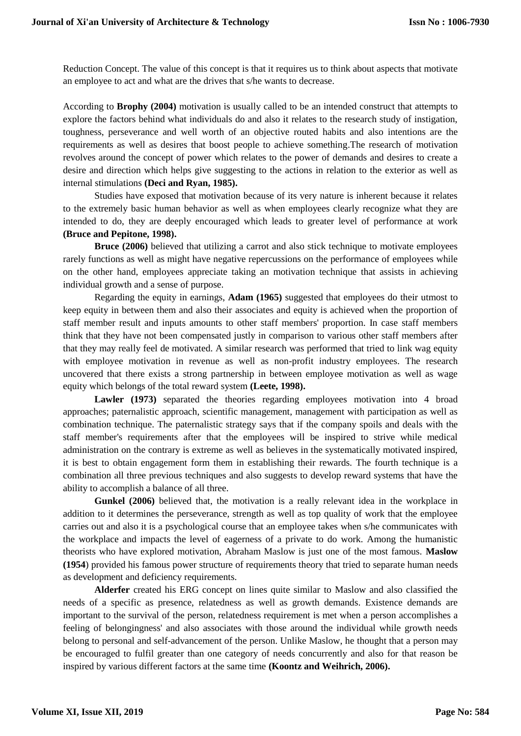Reduction Concept. The value of this concept is that it requires us to think about aspects that motivate an employee to act and what are the drives that s/he wants to decrease.

According to **Brophy (2004)** motivation is usually called to be an intended construct that attempts to explore the factors behind what individuals do and also it relates to the research study of instigation, toughness, perseverance and well worth of an objective routed habits and also intentions are the requirements as well as desires that boost people to achieve something.The research of motivation revolves around the concept of power which relates to the power of demands and desires to create a desire and direction which helps give suggesting to the actions in relation to the exterior as well as internal stimulations **(Deci and Ryan, 1985).**

Studies have exposed that motivation because of its very nature is inherent because it relates to the extremely basic human behavior as well as when employees clearly recognize what they are intended to do, they are deeply encouraged which leads to greater level of performance at work **(Bruce and Pepitone, 1998).**

**Bruce (2006)** believed that utilizing a carrot and also stick technique to motivate employees rarely functions as well as might have negative repercussions on the performance of employees while on the other hand, employees appreciate taking an motivation technique that assists in achieving individual growth and a sense of purpose.

Regarding the equity in earnings, **Adam (1965)** suggested that employees do their utmost to keep equity in between them and also their associates and equity is achieved when the proportion of staff member result and inputs amounts to other staff members' proportion. In case staff members think that they have not been compensated justly in comparison to various other staff members after that they may really feel de motivated. A similar research was performed that tried to link wag equity with employee motivation in revenue as well as non-profit industry employees. The research uncovered that there exists a strong partnership in between employee motivation as well as wage equity which belongs of the total reward system **(Leete, 1998).**

**Lawler (1973)** separated the theories regarding employees motivation into 4 broad approaches; paternalistic approach, scientific management, management with participation as well as combination technique. The paternalistic strategy says that if the company spoils and deals with the staff member's requirements after that the employees will be inspired to strive while medical administration on the contrary is extreme as well as believes in the systematically motivated inspired, it is best to obtain engagement form them in establishing their rewards. The fourth technique is a combination all three previous techniques and also suggests to develop reward systems that have the ability to accomplish a balance of all three.

**Gunkel (2006)** believed that, the motivation is a really relevant idea in the workplace in addition to it determines the perseverance, strength as well as top quality of work that the employee carries out and also it is a psychological course that an employee takes when s/he communicates with the workplace and impacts the level of eagerness of a private to do work. Among the humanistic theorists who have explored motivation, Abraham Maslow is just one of the most famous. **Maslow (1954**) provided his famous power structure of requirements theory that tried to separate human needs as development and deficiency requirements.

**Alderfer** created his ERG concept on lines quite similar to Maslow and also classified the needs of a specific as presence, relatedness as well as growth demands. Existence demands are important to the survival of the person, relatedness requirement is met when a person accomplishes a feeling of belongingness' and also associates with those around the individual while growth needs belong to personal and self-advancement of the person. Unlike Maslow, he thought that a person may be encouraged to fulfil greater than one category of needs concurrently and also for that reason be inspired by various different factors at the same time **(Koontz and Weihrich, 2006).**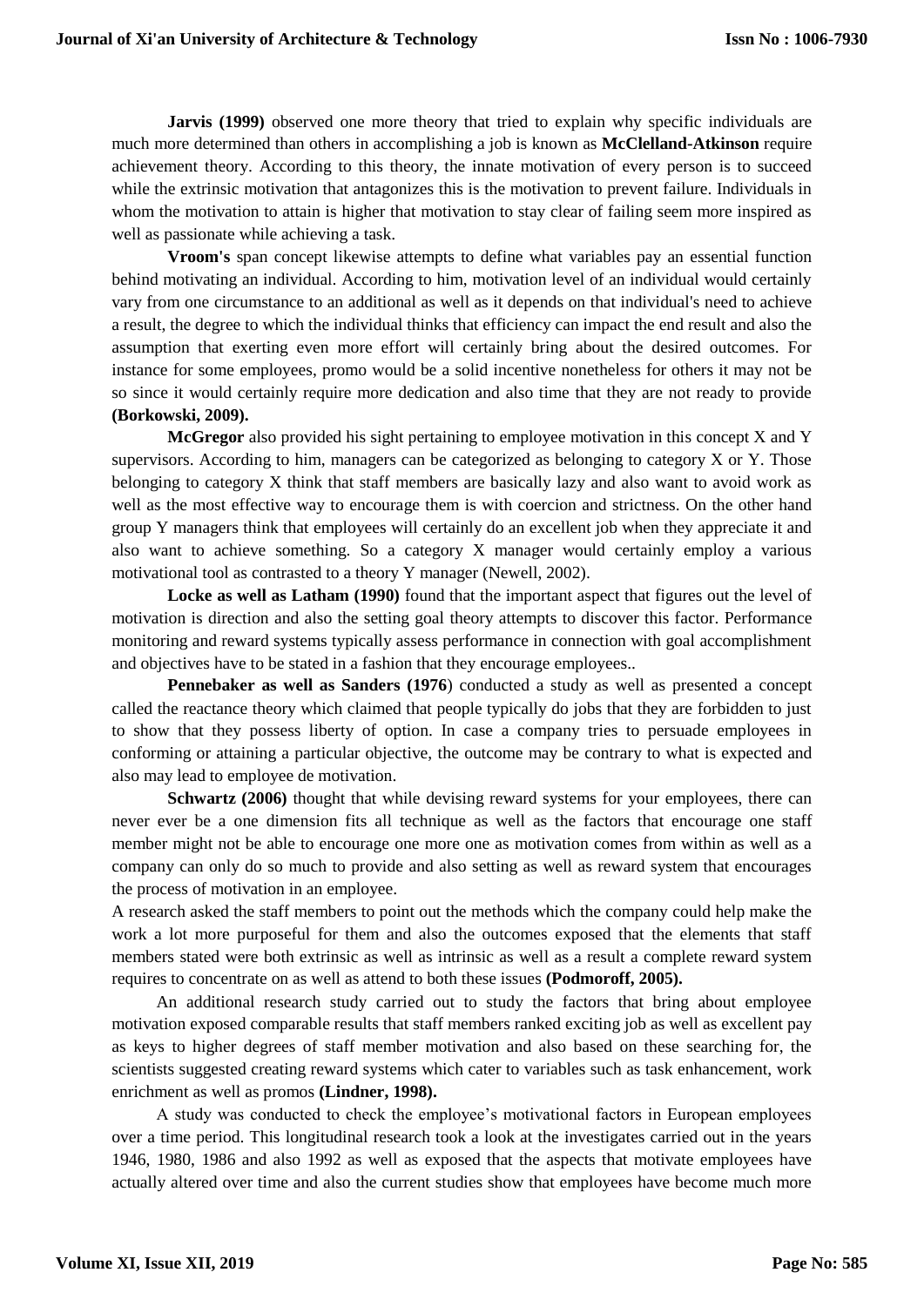**Jarvis (1999)** observed one more theory that tried to explain why specific individuals are much more determined than others in accomplishing a job is known as **McClelland-Atkinson** require achievement theory. According to this theory, the innate motivation of every person is to succeed while the extrinsic motivation that antagonizes this is the motivation to prevent failure. Individuals in whom the motivation to attain is higher that motivation to stay clear of failing seem more inspired as well as passionate while achieving a task.

**Vroom's** span concept likewise attempts to define what variables pay an essential function behind motivating an individual. According to him, motivation level of an individual would certainly vary from one circumstance to an additional as well as it depends on that individual's need to achieve a result, the degree to which the individual thinks that efficiency can impact the end result and also the assumption that exerting even more effort will certainly bring about the desired outcomes. For instance for some employees, promo would be a solid incentive nonetheless for others it may not be so since it would certainly require more dedication and also time that they are not ready to provide **(Borkowski, 2009).**

**McGregor** also provided his sight pertaining to employee motivation in this concept X and Y supervisors. According to him, managers can be categorized as belonging to category X or Y. Those belonging to category X think that staff members are basically lazy and also want to avoid work as well as the most effective way to encourage them is with coercion and strictness. On the other hand group Y managers think that employees will certainly do an excellent job when they appreciate it and also want to achieve something. So a category X manager would certainly employ a various motivational tool as contrasted to a theory Y manager (Newell, 2002).

**Locke as well as Latham (1990)** found that the important aspect that figures out the level of motivation is direction and also the setting goal theory attempts to discover this factor. Performance monitoring and reward systems typically assess performance in connection with goal accomplishment and objectives have to be stated in a fashion that they encourage employees..

**Pennebaker as well as Sanders (1976**) conducted a study as well as presented a concept called the reactance theory which claimed that people typically do jobs that they are forbidden to just to show that they possess liberty of option. In case a company tries to persuade employees in conforming or attaining a particular objective, the outcome may be contrary to what is expected and also may lead to employee de motivation.

**Schwartz (2006)** thought that while devising reward systems for your employees, there can never ever be a one dimension fits all technique as well as the factors that encourage one staff member might not be able to encourage one more one as motivation comes from within as well as a company can only do so much to provide and also setting as well as reward system that encourages the process of motivation in an employee.

A research asked the staff members to point out the methods which the company could help make the work a lot more purposeful for them and also the outcomes exposed that the elements that staff members stated were both extrinsic as well as intrinsic as well as a result a complete reward system requires to concentrate on as well as attend to both these issues **(Podmoroff, 2005).**

An additional research study carried out to study the factors that bring about employee motivation exposed comparable results that staff members ranked exciting job as well as excellent pay as keys to higher degrees of staff member motivation and also based on these searching for, the scientists suggested creating reward systems which cater to variables such as task enhancement, work enrichment as well as promos **(Lindner, 1998).**

A study was conducted to check the employee's motivational factors in European employees over a time period. This longitudinal research took a look at the investigates carried out in the years 1946, 1980, 1986 and also 1992 as well as exposed that the aspects that motivate employees have actually altered over time and also the current studies show that employees have become much more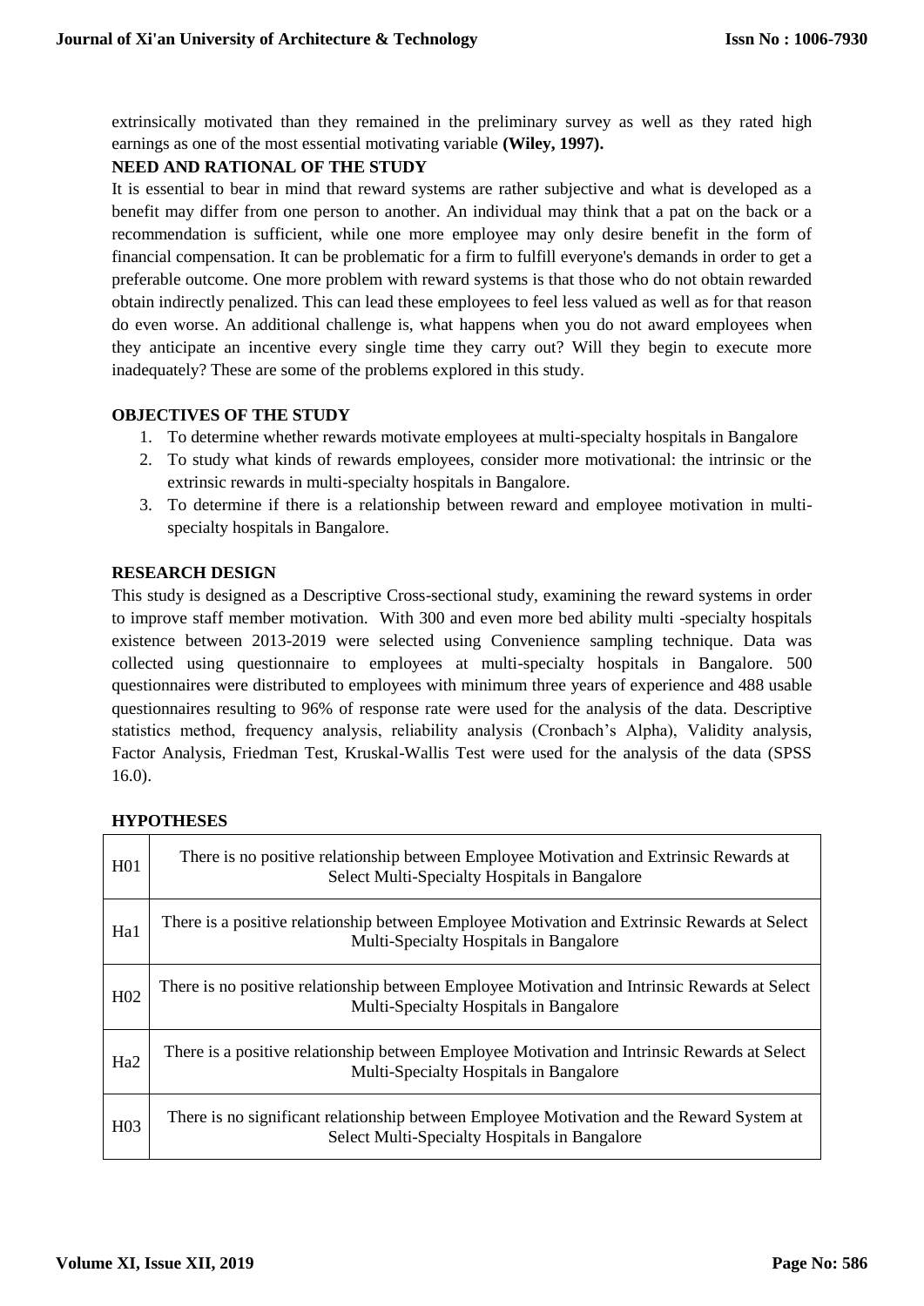extrinsically motivated than they remained in the preliminary survey as well as they rated high earnings as one of the most essential motivating variable **(Wiley, 1997).**

## NEED AND RATIONAL OF THE STUDY

It is essential to bear in mind that reward systems are rather subjective and what is developed as a benefit may differ from one person to another. An individual may think that a pat on the back or a recommendation is sufficient, while one more employee may only desire benefit in the form of financial compensation. It can be problematic for a firm to fulfill everyone's demands in order to get a preferable outcome. One more problem with reward systems is that those who do not obtain rewarded obtain indirectly penalized. This can lead these employees to feel less valued as well as for that reason do even worse. An additional challenge is, what happens when you do not award employees when they anticipate an incentive every single time they carry out? Will they begin to execute more inadequately? These are some of the problems explored in this study.

## OBJECTIVES OF THE STUDY

1. To determine whether rewards motivate employees at multi-specialty hospitals in Bangalore
2. To study what kinds of rewards employees, consider more motivational: the intrinsic or the extrinsic rewards in multi-specialty hospitals in Bangalore.
3. To determine if there is a relationship between reward and employee motivation in multi-specialty hospitals in Bangalore.

## RESEARCH DESIGN

This study is designed as a Descriptive Cross-sectional study, examining the reward systems in order to improve staff member motivation. With 300 and even more bed ability multi -specialty hospitals existence between 2013-2019 were selected using Convenience sampling technique. Data was collected using questionnaire to employees at multi-specialty hospitals in Bangalore. 500 questionnaires were distributed to employees with minimum three years of experience and 488 usable questionnaires resulting to 96% of response rate were used for the analysis of the data. Descriptive statistics method, frequency analysis, reliability analysis (Cronbach's Alpha), Validity analysis, Factor Analysis, Friedman Test, Kruskal-Wallis Test were used for the analysis of the data (SPSS 16.0).

## HYPOTHESES

| | |
|---|---|
| H01 | There is no positive relationship between Employee Motivation and Extrinsic Rewards at Select Multi-Specialty Hospitals in Bangalore |
| Ha1 | There is a positive relationship between Employee Motivation and Extrinsic Rewards at Select Multi-Specialty Hospitals in Bangalore |
| H02 | There is no positive relationship between Employee Motivation and Intrinsic Rewards at Select Multi-Specialty Hospitals in Bangalore |
| Ha2 | There is a positive relationship between Employee Motivation and Intrinsic Rewards at Select Multi-Specialty Hospitals in Bangalore |
| H03 | There is no significant relationship between Employee Motivation and the Reward System at Select Multi-Specialty Hospitals in Bangalore |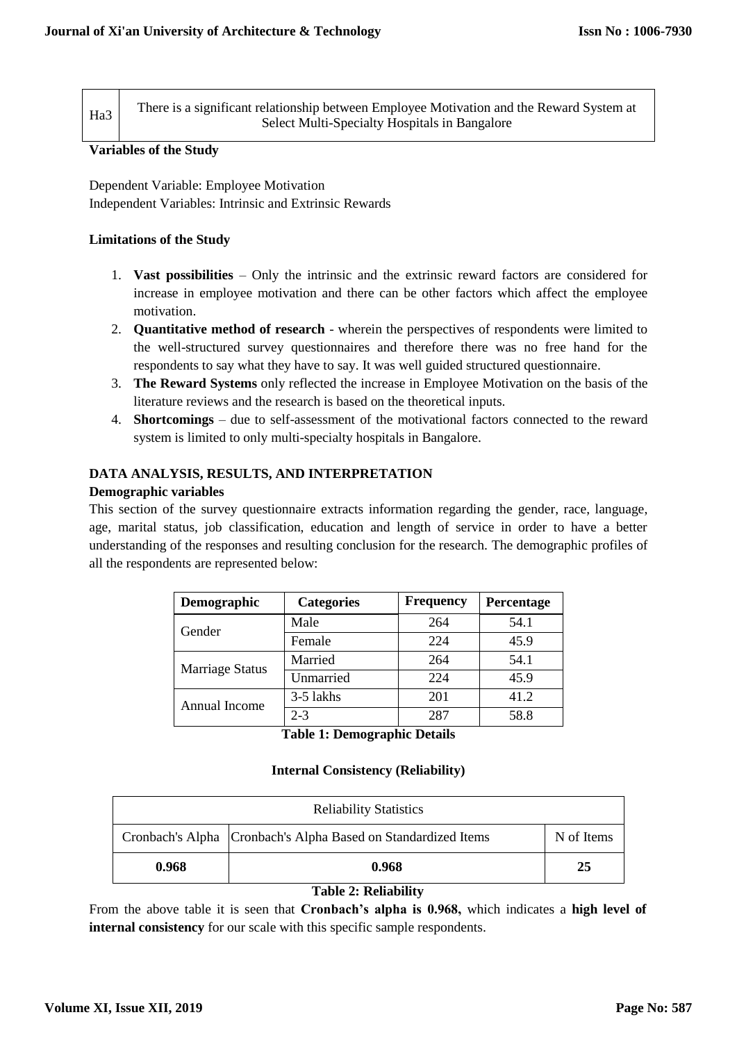| Ha3 | There is a significant relationship between Employee Motivation and the Reward System at Select Multi-Specialty Hospitals in Bangalore |
|---|---|

**Variables of the Study**

Dependent Variable: Employee Motivation
Independent Variables: Intrinsic and Extrinsic Rewards

**Limitations of the Study**

1. **Vast possibilities** – Only the intrinsic and the extrinsic reward factors are considered for increase in employee motivation and there can be other factors which affect the employee motivation.
2. **Quantitative method of research** - wherein the perspectives of respondents were limited to the well-structured survey questionnaires and therefore there was no free hand for the respondents to say what they have to say. It was well guided structured questionnaire.
3. **The Reward Systems** only reflected the increase in Employee Motivation on the basis of the literature reviews and the research is based on the theoretical inputs.
4. **Shortcomings** – due to self-assessment of the motivational factors connected to the reward system is limited to only multi-specialty hospitals in Bangalore.

## DATA ANALYSIS, RESULTS, AND INTERPRETATION

### Demographic variables

This section of the survey questionnaire extracts information regarding the gender, race, language, age, marital status, job classification, education and length of service in order to have a better understanding of the responses and resulting conclusion for the research. The demographic profiles of all the respondents are represented below:

| Demographic | Categories | Frequency | Percentage |
|---|---|---|---|
| Gender | Male | 264 | 54.1 |
| | Female | 224 | 45.9 |
| Marriage Status | Married | 264 | 54.1 |
| | Unmarried | 224 | 45.9 |
| Annual Income | 3-5 lakhs | 201 | 41.2 |
| | 2-3 | 287 | 58.8 |

**Table 1: Demographic Details**

**Internal Consistency (Reliability)**

| Reliability Statistics | | |
|---|---|---|
| Cronbach's Alpha | Cronbach's Alpha Based on Standardized Items | N of Items |
| **0.968** | **0.968** | **25** |

**Table 2: Reliability**

From the above table it is seen that **Cronbach's alpha is 0.968,** which indicates a **high level of internal consistency** for our scale with this specific sample respondents.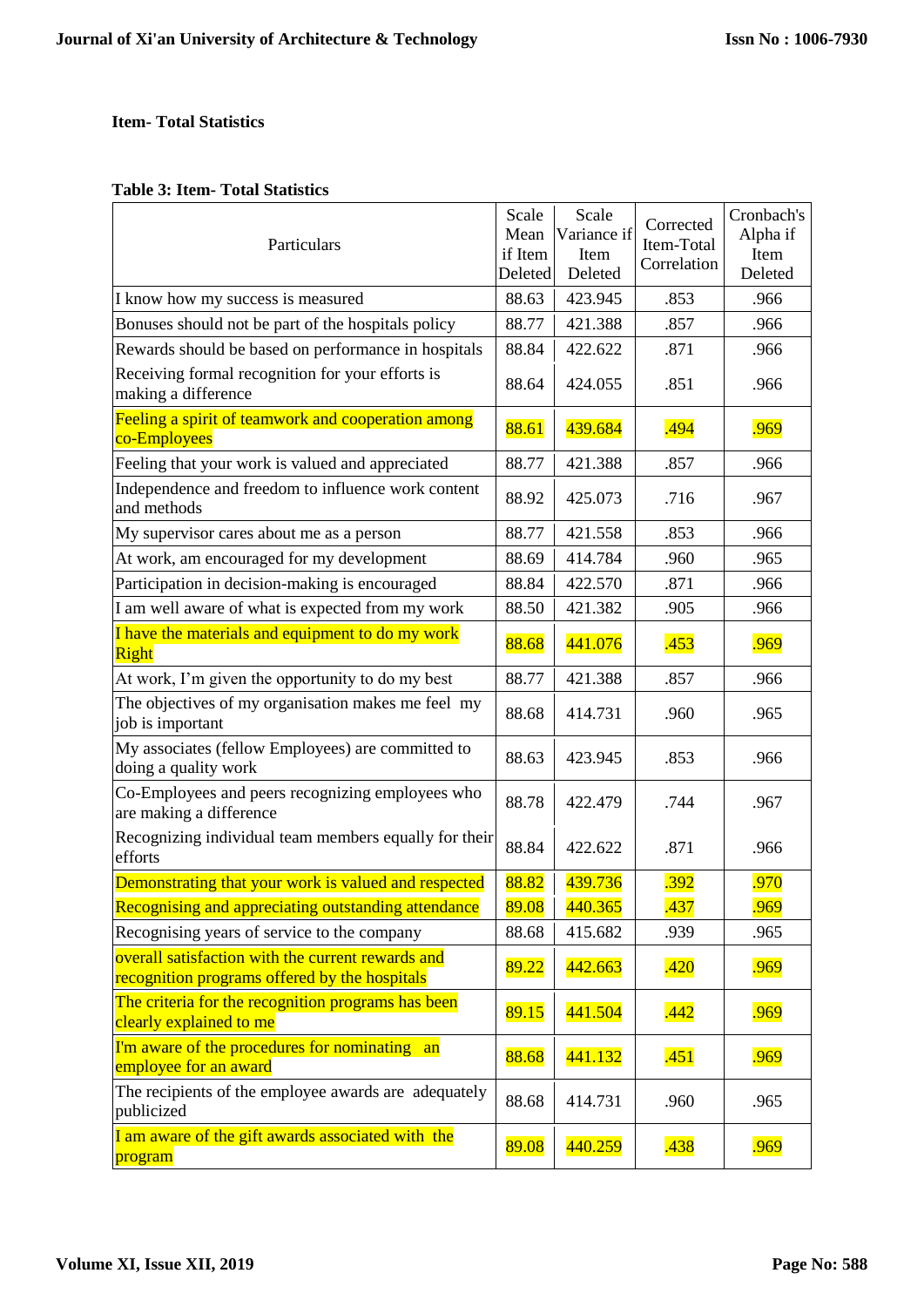**Item- Total Statistics**

**Table 3: Item- Total Statistics**

| Particulars | Scale Mean if Item Deleted | Scale Variance if Item Deleted | Corrected Item-Total Correlation | Cronbach's Alpha if Item Deleted |
|---|---|---|---|---|
| I know how my success is measured | 88.63 | 423.945 | .853 | .966 |
| Bonuses should not be part of the hospitals policy | 88.77 | 421.388 | .857 | .966 |
| Rewards should be based on performance in hospitals | 88.84 | 422.622 | .871 | .966 |
| Receiving formal recognition for your efforts is making a difference | 88.64 | 424.055 | .851 | .966 |
| Feeling a spirit of teamwork and cooperation among co-Employees | 88.61 | 439.684 | .494 | .969 |
| Feeling that your work is valued and appreciated | 88.77 | 421.388 | .857 | .966 |
| Independence and freedom to influence work content and methods | 88.92 | 425.073 | .716 | .967 |
| My supervisor cares about me as a person | 88.77 | 421.558 | .853 | .966 |
| At work, am encouraged for my development | 88.69 | 414.784 | .960 | .965 |
| Participation in decision-making is encouraged | 88.84 | 422.570 | .871 | .966 |
| I am well aware of what is expected from my work | 88.50 | 421.382 | .905 | .966 |
| I have the materials and equipment to do my work Right | 88.68 | 441.076 | .453 | .969 |
| At work, I'm given the opportunity to do my best | 88.77 | 421.388 | .857 | .966 |
| The objectives of my organisation makes me feel my job is important | 88.68 | 414.731 | .960 | .965 |
| My associates (fellow Employees) are committed to doing a quality work | 88.63 | 423.945 | .853 | .966 |
| Co-Employees and peers recognizing employees who are making a difference | 88.78 | 422.479 | .744 | .967 |
| Recognizing individual team members equally for their efforts | 88.84 | 422.622 | .871 | .966 |
| Demonstrating that your work is valued and respected | 88.82 | 439.736 | .392 | .970 |
| Recognising and appreciating outstanding attendance | 89.08 | 440.365 | .437 | .969 |
| Recognising years of service to the company | 88.68 | 415.682 | .939 | .965 |
| overall satisfaction with the current rewards and recognition programs offered by the hospitals | 89.22 | 442.663 | .420 | .969 |
| The criteria for the recognition programs has been clearly explained to me | 89.15 | 441.504 | .442 | .969 |
| I'm aware of the procedures for nominating an employee for an award | 88.68 | 441.132 | .451 | .969 |
| The recipients of the employee awards are adequately publicized | 88.68 | 414.731 | .960 | .965 |
| I am aware of the gift awards associated with the program | 89.08 | 440.259 | .438 | .969 |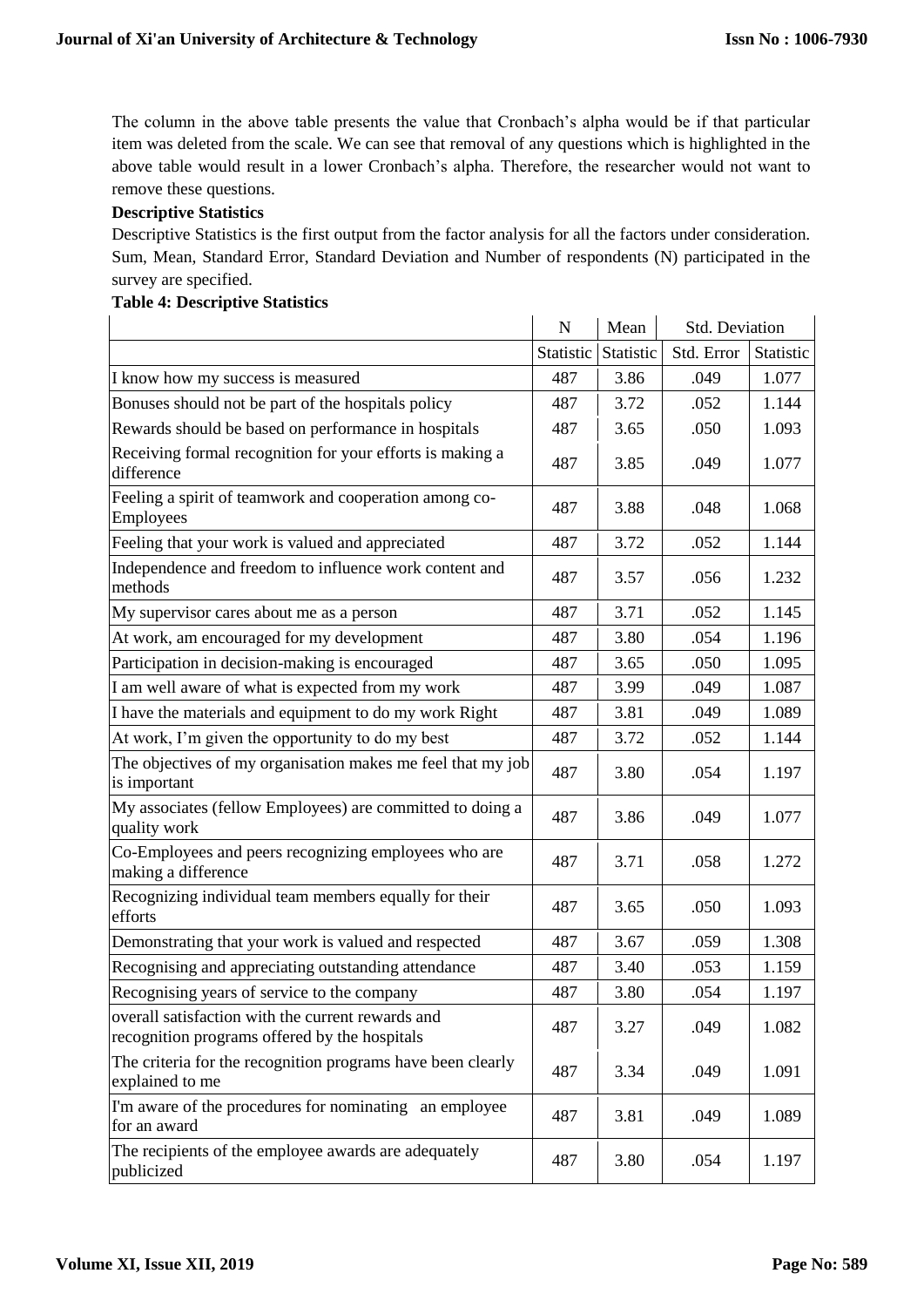The column in the above table presents the value that Cronbach's alpha would be if that particular item was deleted from the scale. We can see that removal of any questions which is highlighted in the above table would result in a lower Cronbach's alpha. Therefore, the researcher would not want to remove these questions.

**Descriptive Statistics**

Descriptive Statistics is the first output from the factor analysis for all the factors under consideration. Sum, Mean, Standard Error, Standard Deviation and Number of respondents (N) participated in the survey are specified.

**Table 4: Descriptive Statistics**

| | N | Mean | Std. Deviation | |
|---|---|---|---|---|
| | Statistic | Statistic | Std. Error | Statistic |
| I know how my success is measured | 487 | 3.86 | .049 | 1.077 |
| Bonuses should not be part of the hospitals policy | 487 | 3.72 | .052 | 1.144 |
| Rewards should be based on performance in hospitals | 487 | 3.65 | .050 | 1.093 |
| Receiving formal recognition for your efforts is making a difference | 487 | 3.85 | .049 | 1.077 |
| Feeling a spirit of teamwork and cooperation among co-Employees | 487 | 3.88 | .048 | 1.068 |
| Feeling that your work is valued and appreciated | 487 | 3.72 | .052 | 1.144 |
| Independence and freedom to influence work content and methods | 487 | 3.57 | .056 | 1.232 |
| My supervisor cares about me as a person | 487 | 3.71 | .052 | 1.145 |
| At work, am encouraged for my development | 487 | 3.80 | .054 | 1.196 |
| Participation in decision-making is encouraged | 487 | 3.65 | .050 | 1.095 |
| I am well aware of what is expected from my work | 487 | 3.99 | .049 | 1.087 |
| I have the materials and equipment to do my work Right | 487 | 3.81 | .049 | 1.089 |
| At work, I'm given the opportunity to do my best | 487 | 3.72 | .052 | 1.144 |
| The objectives of my organisation makes me feel that my job is important | 487 | 3.80 | .054 | 1.197 |
| My associates (fellow Employees) are committed to doing a quality work | 487 | 3.86 | .049 | 1.077 |
| Co-Employees and peers recognizing employees who are making a difference | 487 | 3.71 | .058 | 1.272 |
| Recognizing individual team members equally for their efforts | 487 | 3.65 | .050 | 1.093 |
| Demonstrating that your work is valued and respected | 487 | 3.67 | .059 | 1.308 |
| Recognising and appreciating outstanding attendance | 487 | 3.40 | .053 | 1.159 |
| Recognising years of service to the company | 487 | 3.80 | .054 | 1.197 |
| overall satisfaction with the current rewards and recognition programs offered by the hospitals | 487 | 3.27 | .049 | 1.082 |
| The criteria for the recognition programs have been clearly explained to me | 487 | 3.34 | .049 | 1.091 |
| I'm aware of the procedures for nominating an employee for an award | 487 | 3.81 | .049 | 1.089 |
| The recipients of the employee awards are adequately publicized | 487 | 3.80 | .054 | 1.197 |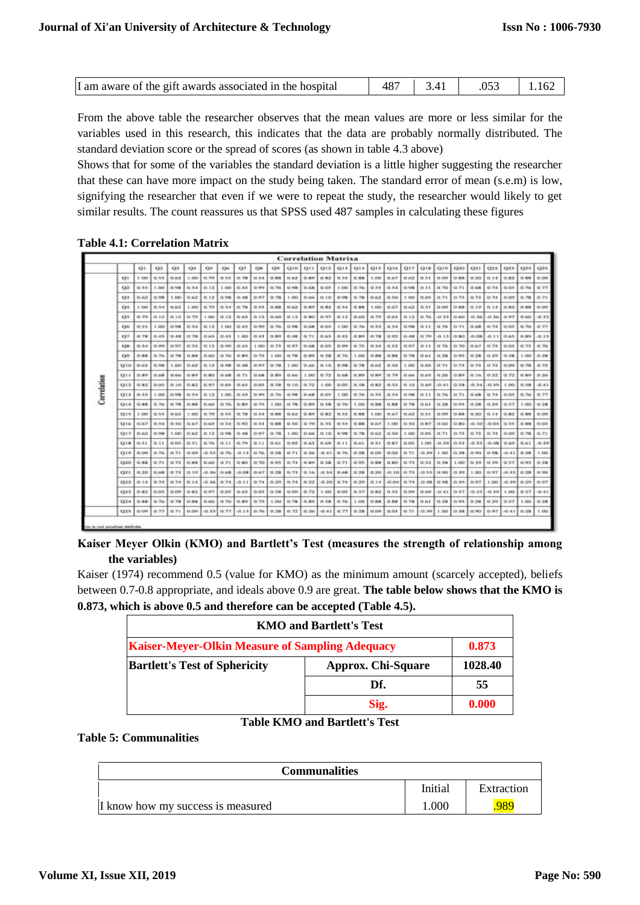| I am aware of the gift awards associated in the hospital | 487 | 3.41 | .053 | 1.162 |
|---|---|---|---|---|

From the above table the researcher observes that the mean values are more or less similar for the variables used in this research, this indicates that the data are probably normally distributed. The standard deviation score or the spread of scores (as shown in table 4.3 above)

Shows that for some of the variables the standard deviation is a little higher suggesting the researcher that these can have more impact on the study being taken. The standard error of mean (s.e.m) is low, signifying the researcher that even if we were to repeat the study, the researcher would likely to get similar results. The count reassures us that SPSS used 487 samples in calculating these figures

**Table 4.1: Correlation Matrix**

| Correlation Matrix^a | | Q1 | Q2 | Q3 | Q4 | Q5 | Q6 | Q7 | Q8 | Q9 | Q10 | Q11 | Q12 | Q13 | Q14 | Q15 | Q16 | Q17 | Q18 | Q19 | Q20 | Q21 | Q22 | Q23 | Q24 | Q25 |
|---|---|---|---|---|---|---|---|---|---|---|---|---|---|---|---|---|---|---|---|---|---|---|---|---|---|---|
| Correlation | Q1 | 1.00 | 0.55 | 0.62 | 1.00 | 0.79 | 0.55 | 0.78 | 0.54 | 0.88 | 0.62 | 0.89 | 0.82 | 0.55 | 0.88 | 1.00 | 0.67 | 0.62 | 0.51 | 0.09 | 0.88 | 0.20 | 0.14 | 0.82 | 0.88 | 0.09 |
| | Q2 | 0.55 | 1.00 | 0.98 | 0.54 | 0.12 | 1.00 | 0.43 | 0.99 | 0.76 | 0.98 | 0.68 | 0.05 | 1.00 | 0.76 | 0.55 | 0.54 | 0.98 | 0.11 | 0.76 | 0.71 | 0.68 | 0.74 | 0.05 | 0.76 | 0.77 |
| | Q3 | 0.62 | 0.98 | 1.00 | 0.62 | 0.12 | 0.98 | 0.48 | 0.97 | 0.78 | 1.00 | 0.66 | 0.10 | 0.98 | 0.78 | 0.62 | 0.50 | 1.00 | 0.05 | 0.71 | 0.73 | 0.73 | 0.74 | 0.09 | 0.78 | 0.71 |
| | Q4 | 1.00 | 0.54 | 0.62 | 1.00 | 0.79 | 0.54 | 0.78 | 0.55 | 0.88 | 0.62 | 0.89 | 0.82 | 0.54 | 0.88 | 1.00 | 0.67 | 0.62 | 0.51 | 0.09 | 0.88 | 0.19 | 0.14 | 0.82 | 0.88 | 0.09 |
| | Q5 | 0.79 | 0.12 | 0.12 | 0.79 | 1.00 | 0.12 | 0.63 | 0.12 | 0.60 | 0.12 | 0.80 | 0.97 | 0.12 | 0.60 | 0.79 | 0.61 | 0.12 | 0.76 | -0.33 | 0.60 | -0.36 | -0.36 | 0.97 | 0.60 | -0.33 |
| | Q6 | 0.55 | 1.00 | 0.98 | 0.54 | 0.12 | 1.00 | 0.43 | 0.99 | 0.76 | 0.98 | 0.68 | 0.05 | 1.00 | 0.76 | 0.55 | 0.54 | 0.98 | 0.11 | 0.76 | 0.71 | 0.68 | 0.74 | 0.05 | 0.76 | 0.77 |
| | Q7 | 0.78 | 0.43 | 0.48 | 0.78 | 0.63 | 0.43 | 1.00 | 0.43 | 0.89 | 0.48 | 0.71 | 0.65 | 0.43 | 0.89 | 0.78 | 0.92 | 0.48 | 0.79 | -0.13 | 0.80 | -0.08 | -0.11 | 0.65 | 0.89 | -0.13 |
| | Q8 | 0.54 | 0.99 | 0.97 | 0.55 | 0.12 | 0.99 | 0.43 | 1.00 | 0.75 | 0.97 | 0.68 | 0.05 | 0.99 | 0.75 | 0.54 | 0.53 | 0.97 | 0.11 | 0.76 | 0.70 | 0.67 | 0.74 | 0.05 | 0.75 | 0.76 |
| | Q9 | 0.88 | 0.76 | 0.78 | 0.88 | 0.60 | 0.76 | 0.89 | 0.75 | 1.00 | 0.78 | 0.89 | 0.58 | 0.76 | 1.00 | 0.88 | 0.88 | 0.78 | 0.61 | 0.28 | 0.95 | 0.28 | 0.29 | 0.58 | 1.00 | 0.28 |
| | Q10 | 0.62 | 0.98 | 1.00 | 0.62 | 0.12 | 0.98 | 0.48 | 0.97 | 0.78 | 1.00 | 0.66 | 0.10 | 0.98 | 0.78 | 0.62 | 0.50 | 1.00 | 0.05 | 0.71 | 0.73 | 0.73 | 0.74 | 0.09 | 0.78 | 0.72 |
| | Q11 | 0.89 | 0.68 | 0.66 | 0.89 | 0.80 | 0.68 | 0.71 | 0.68 | 0.89 | 0.66 | 1.00 | 0.72 | 0.68 | 0.89 | 0.89 | 0.79 | 0.66 | 0.63 | 0.26 | 0.89 | 0.16 | 0.22 | 0.72 | 0.89 | 0.26 |
| | Q12 | 0.82 | 0.05 | 0.10 | 0.82 | 0.97 | 0.05 | 0.65 | 0.05 | 0.58 | 0.10 | 0.72 | 1.00 | 0.05 | 0.58 | 0.82 | 0.55 | 0.10 | 0.69 | -0.41 | 0.58 | -0.34 | -0.39 | 1.00 | 0.58 | -0.41 |
| | Q13 | 0.55 | 1.00 | 0.98 | 0.54 | 0.12 | 1.00 | 0.43 | 0.99 | 0.76 | 0.98 | 0.68 | 0.05 | 1.00 | 0.76 | 0.55 | 0.54 | 0.98 | 0.11 | 0.76 | 0.71 | 0.68 | 0.74 | 0.05 | 0.76 | 0.77 |
| | Q14 | 0.88 | 0.76 | 0.78 | 0.88 | 0.60 | 0.76 | 0.89 | 0.75 | 1.00 | 0.78 | 0.89 | 0.58 | 0.76 | 1.00 | 0.88 | 0.88 | 0.78 | 0.61 | 0.28 | 0.95 | 0.28 | 0.29 | 0.57 | 1.00 | 0.28 |
| | Q15 | 1.00 | 0.55 | 0.62 | 1.00 | 0.79 | 0.55 | 0.78 | 0.54 | 0.88 | 0.62 | 0.89 | 0.82 | 0.55 | 0.88 | 1.00 | 0.67 | 0.62 | 0.51 | 0.09 | 0.88 | 0.20 | 0.14 | 0.82 | 0.88 | 0.09 |
| | Q16 | 0.67 | 0.54 | 0.50 | 0.67 | 0.61 | 0.54 | 0.92 | 0.53 | 0.88 | 0.50 | 0.79 | 0.55 | 0.54 | 0.88 | 0.67 | 1.00 | 0.50 | 0.87 | 0.02 | 0.80 | -0.10 | -0.04 | 0.55 | 0.88 | 0.03 |
| | Q17 | 0.62 | 0.98 | 1.00 | 0.62 | 0.12 | 0.98 | 0.48 | 0.97 | 0.78 | 1.00 | 0.66 | 0.10 | 0.98 | 0.78 | 0.62 | 0.50 | 1.00 | 0.05 | 0.71 | 0.73 | 0.73 | 0.74 | 0.09 | 0.78 | 0.71 |
| | Q18 | 0.51 | 0.11 | 0.05 | 0.51 | 0.76 | 0.11 | 0.79 | 0.11 | 0.61 | 0.05 | 0.63 | 0.69 | 0.11 | 0.61 | 0.51 | 0.87 | 0.05 | 1.00 | -0.39 | 0.53 | -0.55 | -0.48 | 0.69 | 0.61 | -0.39 |
| | Q19 | 0.09 | 0.76 | 0.71 | 0.09 | -0.33 | 0.76 | -0.13 | 0.76 | 0.28 | 0.71 | 0.26 | -0.41 | 0.76 | 0.28 | 0.09 | 0.02 | 0.71 | -0.39 | 1.00 | 0.38 | 0.90 | 0.98 | -0.41 | 0.28 | 1.00 |
| | Q20 | 0.88 | 0.71 | 0.73 | 0.88 | 0.60 | 0.71 | 0.80 | 0.70 | 0.95 | 0.73 | 0.89 | 0.58 | 0.71 | 0.95 | 0.88 | 0.80 | 0.73 | 0.53 | 0.38 | 1.00 | 0.39 | 0.39 | 0.57 | 0.95 | 0.38 |
| | Q21 | 0.20 | 0.68 | 0.73 | 0.19 | -0.36 | 0.68 | -0.08 | 0.67 | 0.28 | 0.73 | 0.16 | -0.34 | 0.68 | 0.28 | 0.20 | -0.10 | 0.73 | -0.55 | 0.90 | 0.39 | 1.00 | 0.97 | -0.35 | 0.28 | 0.90 |
| | Q22 | 0.14 | 0.74 | 0.74 | 0.14 | -0.36 | 0.74 | -0.11 | 0.74 | 0.29 | 0.74 | 0.22 | -0.39 | 0.74 | 0.29 | 0.14 | -0.04 | 0.74 | -0.48 | 0.98 | 0.39 | 0.97 | 1.00 | -0.39 | 0.29 | 0.97 |
| | Q23 | 0.82 | 0.05 | 0.09 | 0.82 | 0.97 | 0.05 | 0.65 | 0.05 | 0.58 | 0.09 | 0.72 | 1.00 | 0.05 | 0.57 | 0.82 | 0.55 | 0.09 | 0.69 | -0.41 | 0.57 | -0.35 | -0.39 | 1.00 | 0.57 | -0.41 |
| | Q24 | 0.88 | 0.76 | 0.78 | 0.88 | 0.60 | 0.76 | 0.89 | 0.75 | 1.00 | 0.78 | 0.89 | 0.58 | 0.76 | 1.00 | 0.88 | 0.88 | 0.78 | 0.61 | 0.28 | 0.95 | 0.28 | 0.29 | 0.57 | 1.00 | 0.28 |
| | Q25 | 0.09 | 0.77 | 0.71 | 0.09 | -0.33 | 0.77 | -0.13 | 0.76 | 0.28 | 0.72 | 0.26 | -0.41 | 0.77 | 0.28 | 0.09 | 0.03 | 0.71 | -0.39 | 1.00 | 0.38 | 0.90 | 0.97 | -0.41 | 0.28 | 1.00 |

a. Is not positive definite.

**Kaiser Meyer Olkin (KMO) and Bartlett's Test (measures the strength of relationship among the variables)**

Kaiser (1974) recommend 0.5 (value for KMO) as the minimum amount (scarcely accepted), beliefs between 0.7-0.8 appropriate, and ideals above 0.9 are great. **The table below shows that the KMO is 0.873, which is above 0.5 and therefore can be accepted (Table 4.5).**

| KMO and Bartlett's Test | | |
|---|---|---|
| Kaiser-Meyer-Olkin Measure of Sampling Adequacy | | 0.873 |
| Bartlett's Test of Sphericity | Approx. Chi-Square | 1028.40 |
| | Df. | 55 |
| | Sig. | 0.000 |

**Table KMO and Bartlett's Test**

**Table 5: Communalities**

| Communalities | | |
|---|---|---|
| | Initial | Extraction |
| I know how my success is measured | 1.000 | .989 |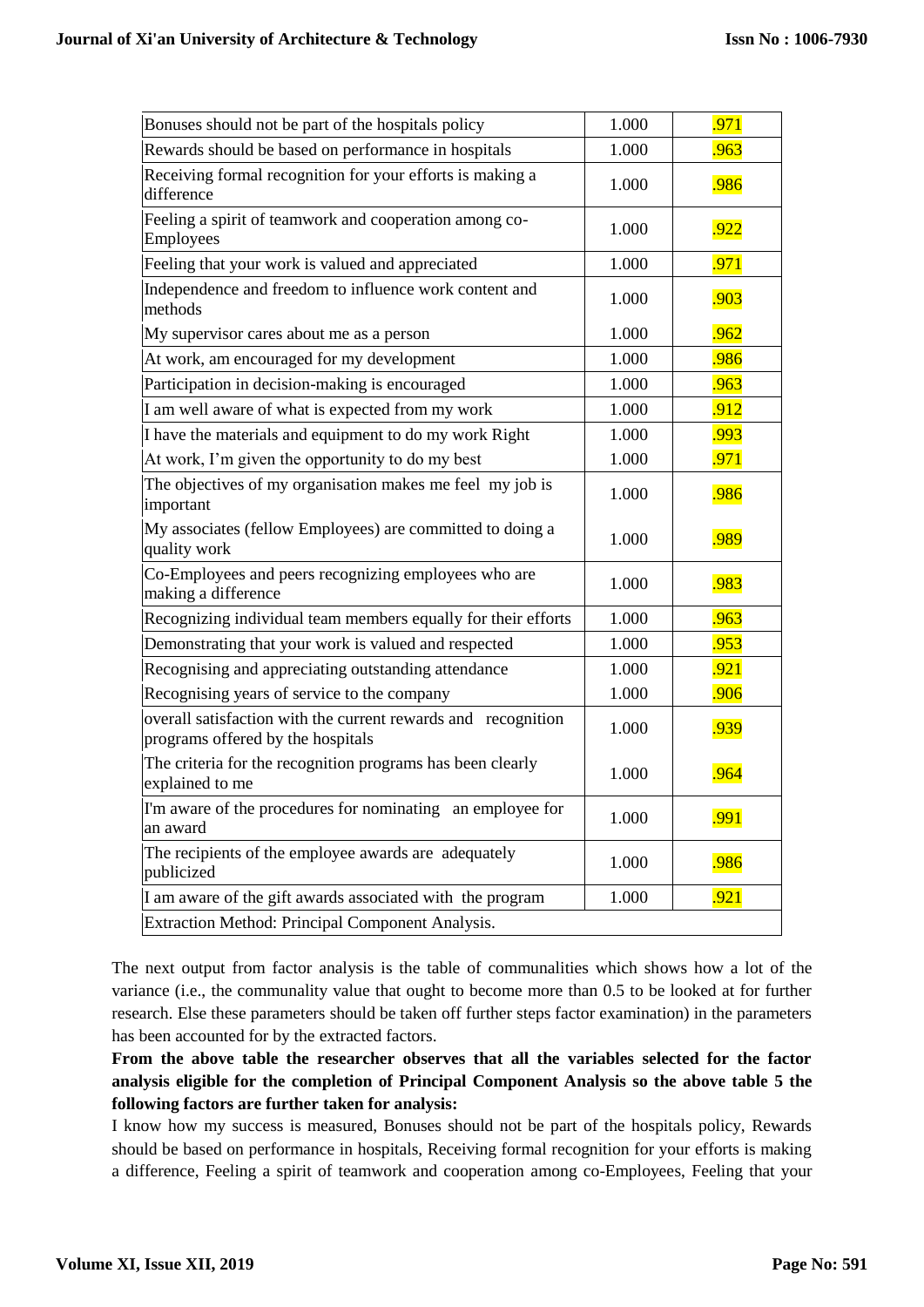| | | |
|---|---|---|
| Bonuses should not be part of the hospitals policy | 1.000 | .971 |
| Rewards should be based on performance in hospitals | 1.000 | .963 |
| Receiving formal recognition for your efforts is making a difference | 1.000 | .986 |
| Feeling a spirit of teamwork and cooperation among co-Employees | 1.000 | .922 |
| Feeling that your work is valued and appreciated | 1.000 | .971 |
| Independence and freedom to influence work content and methods | 1.000 | .903 |
| My supervisor cares about me as a person | 1.000 | .962 |
| At work, am encouraged for my development | 1.000 | .986 |
| Participation in decision-making is encouraged | 1.000 | .963 |
| I am well aware of what is expected from my work | 1.000 | .912 |
| I have the materials and equipment to do my work Right | 1.000 | .993 |
| At work, I'm given the opportunity to do my best | 1.000 | .971 |
| The objectives of my organisation makes me feel my job is important | 1.000 | .986 |
| My associates (fellow Employees) are committed to doing a quality work | 1.000 | .989 |
| Co-Employees and peers recognizing employees who are making a difference | 1.000 | .983 |
| Recognizing individual team members equally for their efforts | 1.000 | .963 |
| Demonstrating that your work is valued and respected | 1.000 | .953 |
| Recognising and appreciating outstanding attendance | 1.000 | .921 |
| Recognising years of service to the company | 1.000 | .906 |
| overall satisfaction with the current rewards and recognition programs offered by the hospitals | 1.000 | .939 |
| The criteria for the recognition programs has been clearly explained to me | 1.000 | .964 |
| I'm aware of the procedures for nominating an employee for an award | 1.000 | .991 |
| The recipients of the employee awards are adequately publicized | 1.000 | .986 |
| I am aware of the gift awards associated with the program | 1.000 | .921 |
| Extraction Method: Principal Component Analysis. | | |

The next output from factor analysis is the table of communalities which shows how a lot of the variance (i.e., the communality value that ought to become more than 0.5 to be looked at for further research. Else these parameters should be taken off further steps factor examination) in the parameters has been accounted for by the extracted factors.

**From the above table the researcher observes that all the variables selected for the factor analysis eligible for the completion of Principal Component Analysis so the above table 5 the following factors are further taken for analysis:**

I know how my success is measured, Bonuses should not be part of the hospitals policy, Rewards should be based on performance in hospitals, Receiving formal recognition for your efforts is making a difference, Feeling a spirit of teamwork and cooperation among co-Employees, Feeling that your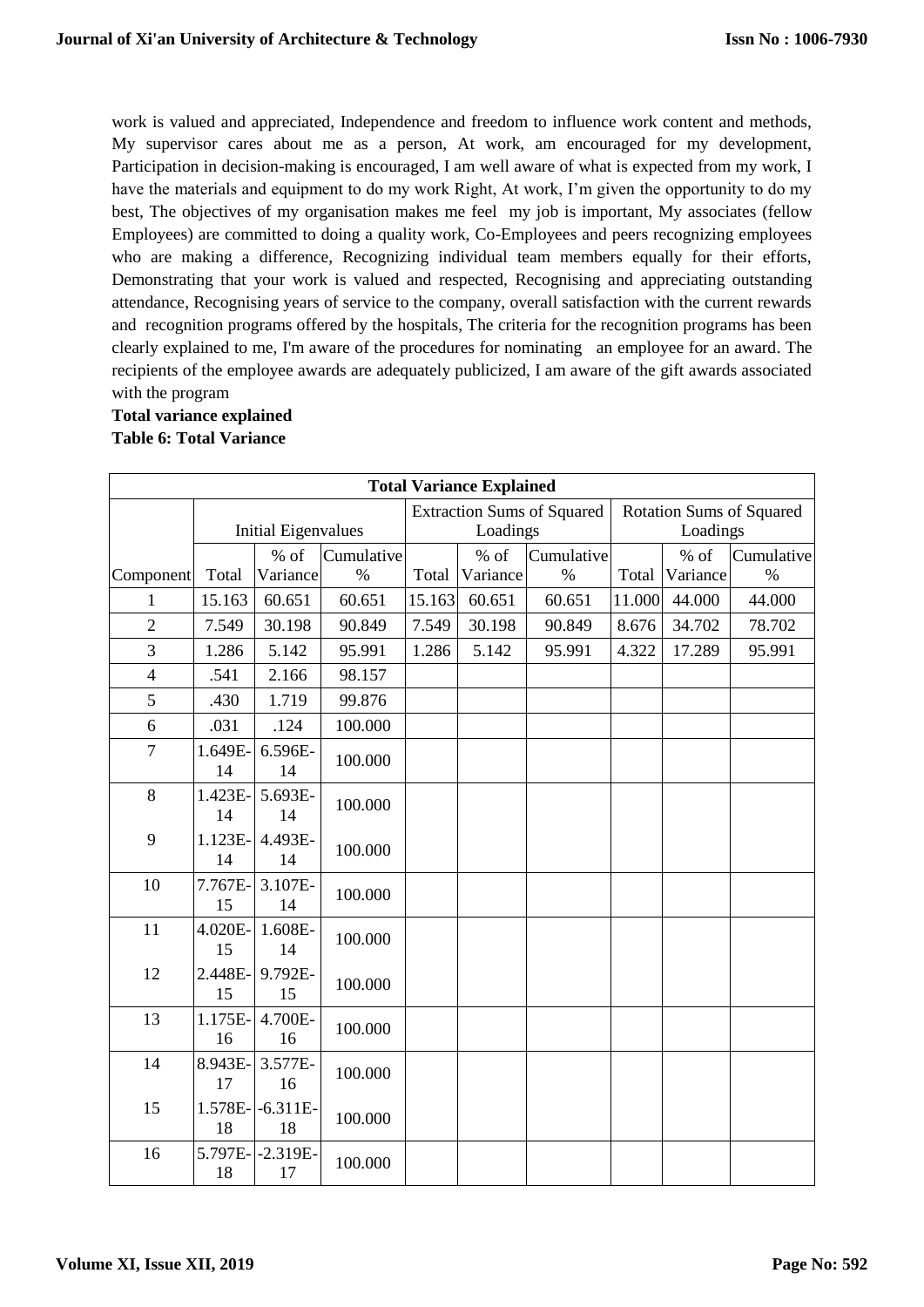work is valued and appreciated, Independence and freedom to influence work content and methods, My supervisor cares about me as a person, At work, am encouraged for my development, Participation in decision-making is encouraged, I am well aware of what is expected from my work, I have the materials and equipment to do my work Right, At work, I'm given the opportunity to do my best, The objectives of my organisation makes me feel my job is important, My associates (fellow Employees) are committed to doing a quality work, Co-Employees and peers recognizing employees who are making a difference, Recognizing individual team members equally for their efforts, Demonstrating that your work is valued and respected, Recognising and appreciating outstanding attendance, Recognising years of service to the company, overall satisfaction with the current rewards and recognition programs offered by the hospitals, The criteria for the recognition programs has been clearly explained to me, I'm aware of the procedures for nominating an employee for an award. The recipients of the employee awards are adequately publicized, I am aware of the gift awards associated with the program

**Total variance explained**

**Table 6: Total Variance**

| Total Variance Explained | | | | | | | | | |
|---|---|---|---|---|---|---|---|---|---|
| | Initial Eigenvalues | | | Extraction Sums of Squared Loadings | | | Rotation Sums of Squared Loadings | | |
| Component | Total | % of Variance | Cumulative % | Total | % of Variance | Cumulative % | Total | % of Variance | Cumulative % |
| 1 | 15.163 | 60.651 | 60.651 | 15.163 | 60.651 | 60.651 | 11.000 | 44.000 | 44.000 |
| 2 | 7.549 | 30.198 | 90.849 | 7.549 | 30.198 | 90.849 | 8.676 | 34.702 | 78.702 |
| 3 | 1.286 | 5.142 | 95.991 | 1.286 | 5.142 | 95.991 | 4.322 | 17.289 | 95.991 |
| 4 | .541 | 2.166 | 98.157 | | | | | | |
| 5 | .430 | 1.719 | 99.876 | | | | | | |
| 6 | .031 | .124 | 100.000 | | | | | | |
| 7 | 1.649E-14 | 6.596E-14 | 100.000 | | | | | | |
| 8 | 1.423E-14 | 5.693E-14 | 100.000 | | | | | | |
| 9 | 1.123E-14 | 4.493E-14 | 100.000 | | | | | | |
| 10 | 7.767E-15 | 3.107E-14 | 100.000 | | | | | | |
| 11 | 4.020E-15 | 1.608E-14 | 100.000 | | | | | | |
| 12 | 2.448E-15 | 9.792E-15 | 100.000 | | | | | | |
| 13 | 1.175E-16 | 4.700E-16 | 100.000 | | | | | | |
| 14 | 8.943E-17 | 3.577E-16 | 100.000 | | | | | | |
| 15 | 1.578E-18 | -6.311E-18 | 100.000 | | | | | | |
| 16 | 5.797E-18 | -2.319E-17 | 100.000 | | | | | | |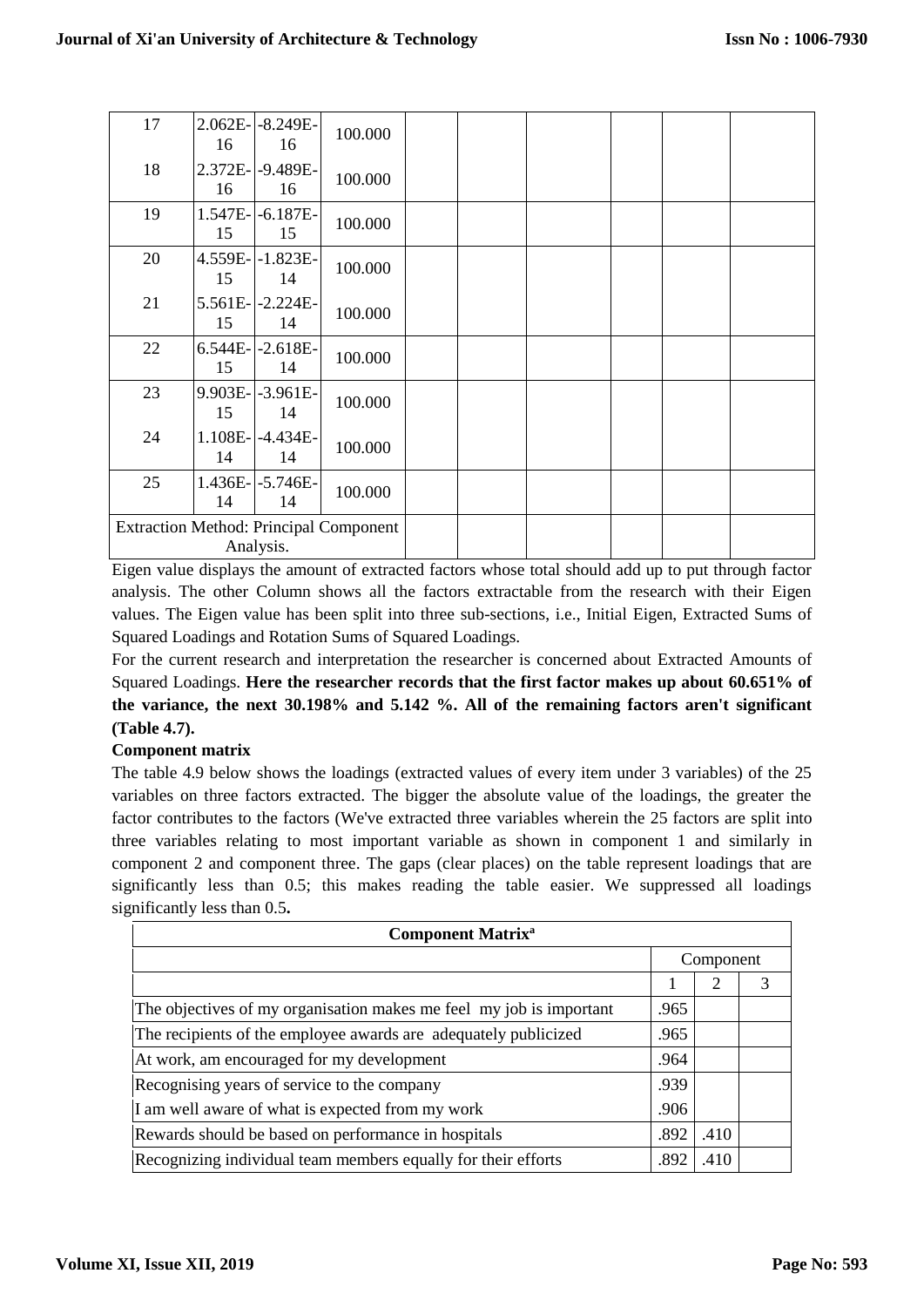| 17 | 2.062E-16 | -8.249E-16 | 100.000 | | | | | | |
|---|---|---|---|---|---|---|---|---|---|
| 18 | 2.372E-16 | -9.489E-16 | 100.000 | | | | | | |
| 19 | 1.547E-15 | -6.187E-15 | 100.000 | | | | | | |
| 20 | 4.559E-15 | -1.823E-14 | 100.000 | | | | | | |
| 21 | 5.561E-15 | -2.224E-14 | 100.000 | | | | | | |
| 22 | 6.544E-15 | -2.618E-14 | 100.000 | | | | | | |
| 23 | 9.903E-15 | -3.961E-14 | 100.000 | | | | | | |
| 24 | 1.108E-14 | -4.434E-14 | 100.000 | | | | | | |
| 25 | 1.436E-14 | -5.746E-14 | 100.000 | | | | | | |
| Extraction Method: Principal Component Analysis. | | | | | | | | | |

Eigen value displays the amount of extracted factors whose total should add up to put through factor analysis. The other Column shows all the factors extractable from the research with their Eigen values. The Eigen value has been split into three sub-sections, i.e., Initial Eigen, Extracted Sums of Squared Loadings and Rotation Sums of Squared Loadings.

For the current research and interpretation the researcher is concerned about Extracted Amounts of Squared Loadings. **Here the researcher records that the first factor makes up about 60.651% of the variance, the next 30.198% and 5.142 %. All of the remaining factors aren't significant (Table 4.7).**

**Component matrix**

The table 4.9 below shows the loadings (extracted values of every item under 3 variables) of the 25 variables on three factors extracted. The bigger the absolute value of the loadings, the greater the factor contributes to the factors (We've extracted three variables wherein the 25 factors are split into three variables relating to most important variable as shown in component 1 and similarly in component 2 and component three. The gaps (clear places) on the table represent loadings that are significantly less than 0.5; this makes reading the table easier. We suppressed all loadings significantly less than 0.5**.**

| Component Matrix[a] | | | |
|---|---|---|---|
| | Component | | |
| | 1 | 2 | 3 |
| The objectives of my organisation makes me feel my job is important | .965 | | |
| The recipients of the employee awards are adequately publicized | .965 | | |
| At work, am encouraged for my development | .964 | | |
| Recognising years of service to the company | .939 | | |
| I am well aware of what is expected from my work | .906 | | |
| Rewards should be based on performance in hospitals | .892 | .410 | |
| Recognizing individual team members equally for their efforts | .892 | .410 | |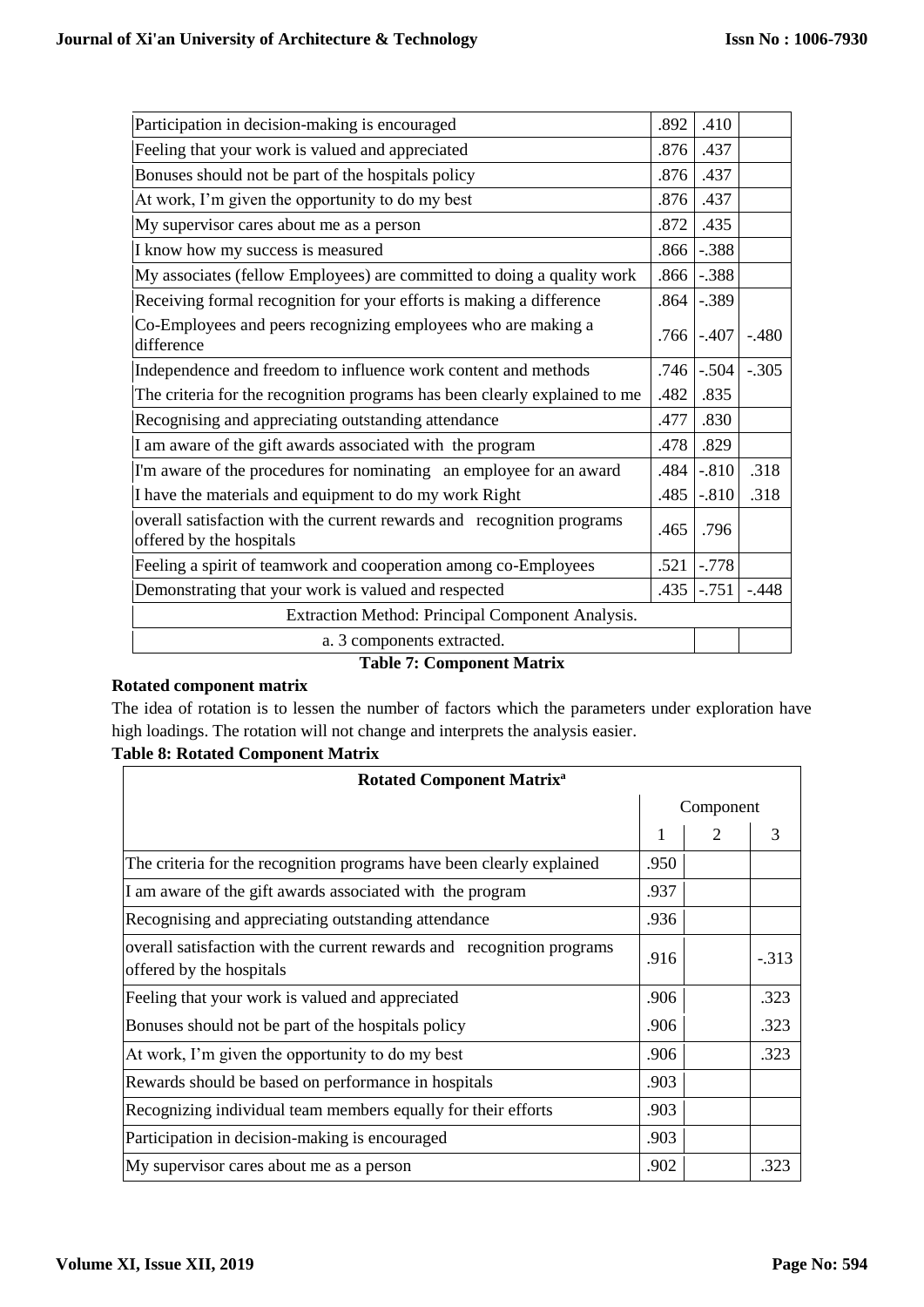| | | | |
|---|---|---|---|
| Participation in decision-making is encouraged | .892 | .410 | |
| Feeling that your work is valued and appreciated | .876 | .437 | |
| Bonuses should not be part of the hospitals policy | .876 | .437 | |
| At work, I'm given the opportunity to do my best | .876 | .437 | |
| My supervisor cares about me as a person | .872 | .435 | |
| I know how my success is measured | .866 | -.388 | |
| My associates (fellow Employees) are committed to doing a quality work | .866 | -.388 | |
| Receiving formal recognition for your efforts is making a difference | .864 | -.389 | |
| Co-Employees and peers recognizing employees who are making a difference | .766 | -.407 | -.480 |
| Independence and freedom to influence work content and methods | .746 | -.504 | -.305 |
| The criteria for the recognition programs has been clearly explained to me | .482 | .835 | |
| Recognising and appreciating outstanding attendance | .477 | .830 | |
| I am aware of the gift awards associated with the program | .478 | .829 | |
| I'm aware of the procedures for nominating an employee for an award | .484 | -.810 | .318 |
| I have the materials and equipment to do my work Right | .485 | -.810 | .318 |
| overall satisfaction with the current rewards and recognition programs offered by the hospitals | .465 | .796 | |
| Feeling a spirit of teamwork and cooperation among co-Employees | .521 | -.778 | |
| Demonstrating that your work is valued and respected | .435 | -.751 | -.448 |
| Extraction Method: Principal Component Analysis. | | | |
| a. 3 components extracted. | | | |

**Table 7: Component Matrix**

**Rotated component matrix**

The idea of rotation is to lessen the number of factors which the parameters under exploration have high loadings. The rotation will not change and interprets the analysis easier.

**Table 8: Rotated Component Matrix**

| Rotated Component Matrix[a] | Component | | |
|---|---|---|---|
| | 1 | 2 | 3 |
| The criteria for the recognition programs have been clearly explained | .950 | | |
| I am aware of the gift awards associated with the program | .937 | | |
| Recognising and appreciating outstanding attendance | .936 | | |
| overall satisfaction with the current rewards and recognition programs offered by the hospitals | .916 | | -.313 |
| Feeling that your work is valued and appreciated | .906 | | .323 |
| Bonuses should not be part of the hospitals policy | .906 | | .323 |
| At work, I'm given the opportunity to do my best | .906 | | .323 |
| Rewards should be based on performance in hospitals | .903 | | |
| Recognizing individual team members equally for their efforts | .903 | | |
| Participation in decision-making is encouraged | .903 | | |
| My supervisor cares about me as a person | .902 | | .323 |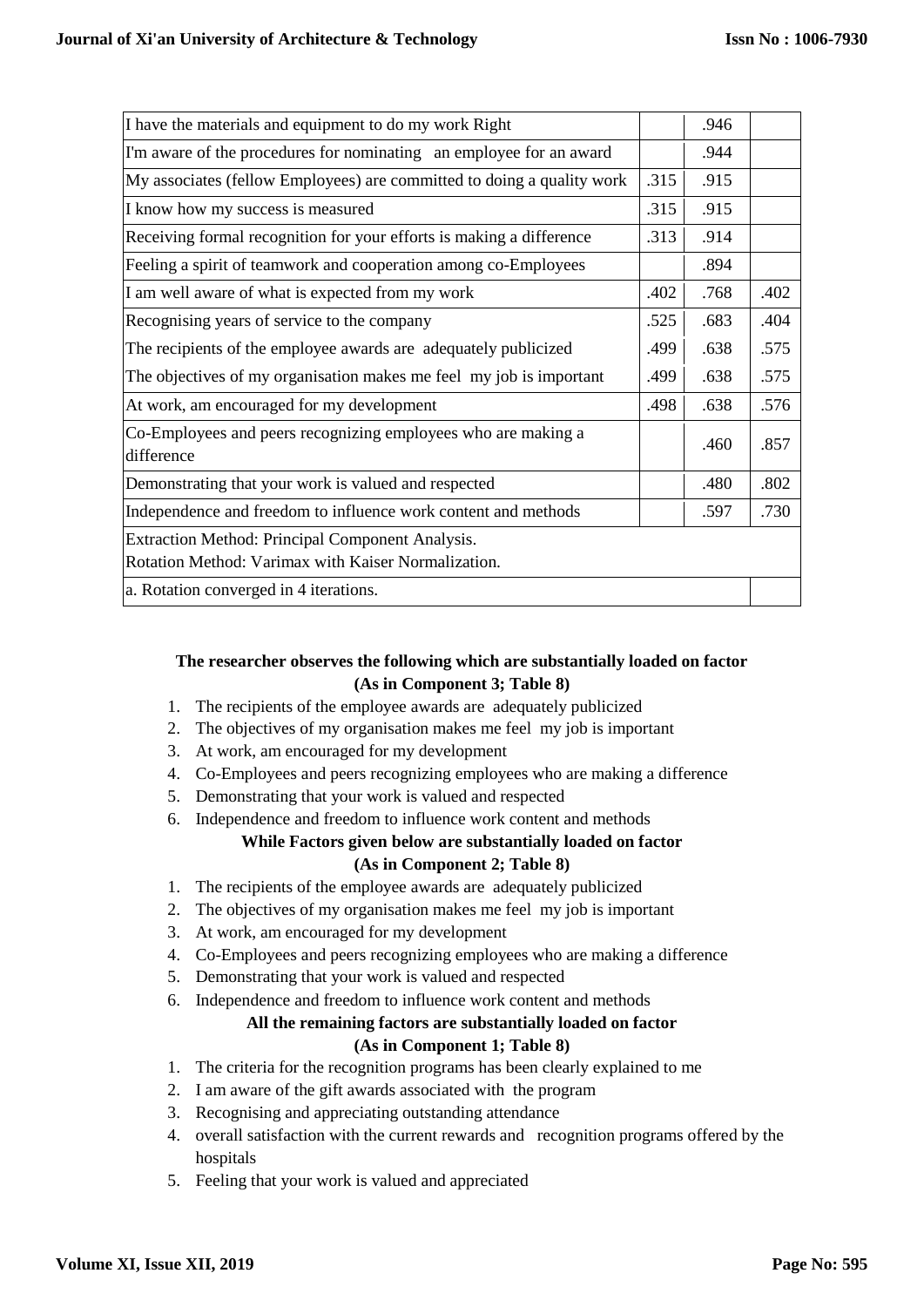| | | | |
|---|---|---|---|
| I have the materials and equipment to do my work Right | | .946 | |
| I'm aware of the procedures for nominating an employee for an award | | .944 | |
| My associates (fellow Employees) are committed to doing a quality work | .315 | .915 | |
| I know how my success is measured | .315 | .915 | |
| Receiving formal recognition for your efforts is making a difference | .313 | .914 | |
| Feeling a spirit of teamwork and cooperation among co-Employees | | .894 | |
| I am well aware of what is expected from my work | .402 | .768 | .402 |
| Recognising years of service to the company | .525 | .683 | .404 |
| The recipients of the employee awards are adequately publicized | .499 | .638 | .575 |
| The objectives of my organisation makes me feel my job is important | .499 | .638 | .575 |
| At work, am encouraged for my development | .498 | .638 | .576 |
| Co-Employees and peers recognizing employees who are making a difference | | .460 | .857 |
| Demonstrating that your work is valued and respected | | .480 | .802 |
| Independence and freedom to influence work content and methods | | .597 | .730 |
| Extraction Method: Principal Component Analysis. Rotation Method: Varimax with Kaiser Normalization. | | | |
| a. Rotation converged in 4 iterations. | | | |

**The researcher observes the following which are substantially loaded on factor (As in Component 3; Table 8)**

1. The recipients of the employee awards are adequately publicized
2. The objectives of my organisation makes me feel my job is important
3. At work, am encouraged for my development
4. Co-Employees and peers recognizing employees who are making a difference
5. Demonstrating that your work is valued and respected
6. Independence and freedom to influence work content and methods

**While Factors given below are substantially loaded on factor (As in Component 2; Table 8)**

1. The recipients of the employee awards are adequately publicized
2. The objectives of my organisation makes me feel my job is important
3. At work, am encouraged for my development
4. Co-Employees and peers recognizing employees who are making a difference
5. Demonstrating that your work is valued and respected
6. Independence and freedom to influence work content and methods

**All the remaining factors are substantially loaded on factor (As in Component 1; Table 8)**

1. The criteria for the recognition programs has been clearly explained to me
2. I am aware of the gift awards associated with the program
3. Recognising and appreciating outstanding attendance
4. overall satisfaction with the current rewards and recognition programs offered by the hospitals
5. Feeling that your work is valued and appreciated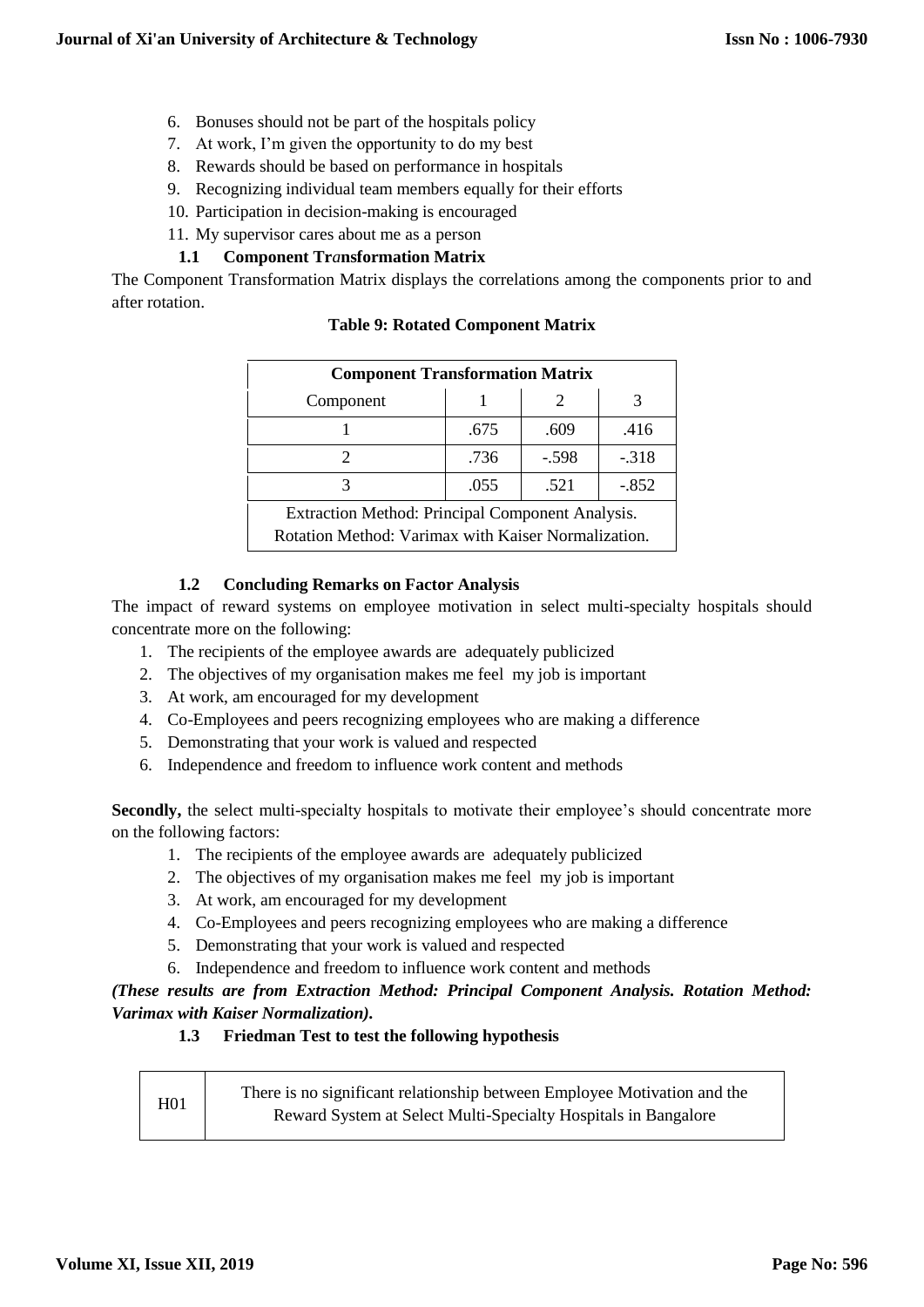6. Bonuses should not be part of the hospitals policy
7. At work, I'm given the opportunity to do my best
8. Rewards should be based on performance in hospitals
9. Recognizing individual team members equally for their efforts
10. Participation in decision-making is encouraged
11. My supervisor cares about me as a person

### 1.1 Component Transformation Matrix

The Component Transformation Matrix displays the correlations among the components prior to and after rotation.

**Table 9: Rotated Component Matrix**

| Component Transformation Matrix | | | |
|---|---|---|---|
| Component | 1 | 2 | 3 |
| 1 | .675 | .609 | .416 |
| 2 | .736 | -.598 | -.318 |
| 3 | .055 | .521 | -.852 |
| Extraction Method: Principal Component Analysis. Rotation Method: Varimax with Kaiser Normalization. | | | |

### 1.2 Concluding Remarks on Factor Analysis

The impact of reward systems on employee motivation in select multi-specialty hospitals should concentrate more on the following:

1. The recipients of the employee awards are adequately publicized
2. The objectives of my organisation makes me feel my job is important
3. At work, am encouraged for my development
4. Co-Employees and peers recognizing employees who are making a difference
5. Demonstrating that your work is valued and respected
6. Independence and freedom to influence work content and methods

**Secondly,** the select multi-specialty hospitals to motivate their employee's should concentrate more on the following factors:

1. The recipients of the employee awards are adequately publicized
2. The objectives of my organisation makes me feel my job is important
3. At work, am encouraged for my development
4. Co-Employees and peers recognizing employees who are making a difference
5. Demonstrating that your work is valued and respected
6. Independence and freedom to influence work content and methods

***(These results are from Extraction Method: Principal Component Analysis. Rotation Method: Varimax with Kaiser Normalization).***

### 1.3 Friedman Test to test the following hypothesis

| H01 | There is no significant relationship between Employee Motivation and the Reward System at Select Multi-Specialty Hospitals in Bangalore |
|---|---|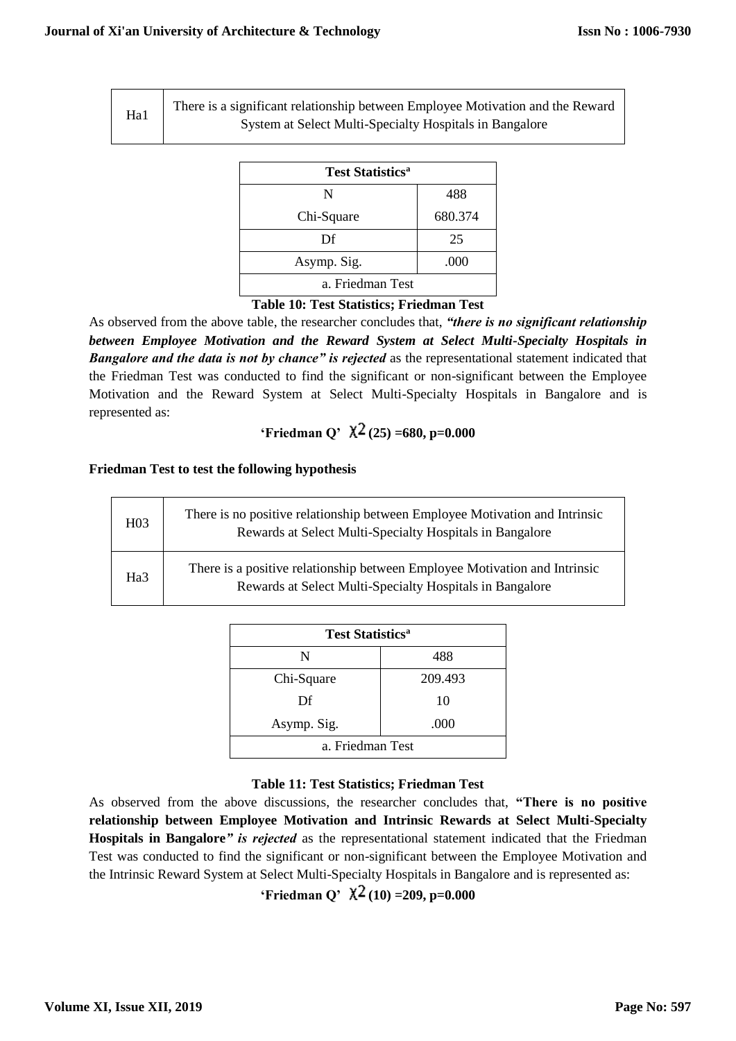| Ha1 | There is a significant relationship between Employee Motivation and the Reward System at Select Multi-Specialty Hospitals in Bangalore |
|---|---|

| Test Statistics[a] | |
|---|---|
| N | 488 |
| Chi-Square | 680.374 |
| Df | 25 |
| Asymp. Sig. | .000 |
| a. Friedman Test | |

**Table 10: Test Statistics; Friedman Test**

As observed from the above table, the researcher concludes that, ***"there is no significant relationship between Employee Motivation and the Reward System at Select Multi-Specialty Hospitals in Bangalore and the data is not by chance" is rejected*** as the representational statement indicated that the Friedman Test was conducted to find the significant or non-significant between the Employee Motivation and the Reward System at Select Multi-Specialty Hospitals in Bangalore and is represented as:

**'Friedman Q' $\chi^2$ (25) =680, p=0.000**

**Friedman Test to test the following hypothesis**

| H03 | There is no positive relationship between Employee Motivation and Intrinsic Rewards at Select Multi-Specialty Hospitals in Bangalore |
|---|---|
| Ha3 | There is a positive relationship between Employee Motivation and Intrinsic Rewards at Select Multi-Specialty Hospitals in Bangalore |

| Test Statistics[a] | |
|---|---|
| N | 488 |
| Chi-Square | 209.493 |
| Df | 10 |
| Asymp. Sig. | .000 |
| a. Friedman Test | |

**Table 11: Test Statistics; Friedman Test**

As observed from the above discussions, the researcher concludes that, **"There is no positive relationship between Employee Motivation and Intrinsic Rewards at Select Multi-Specialty Hospitals in Bangalore*" is rejected*** as the representational statement indicated that the Friedman Test was conducted to find the significant or non-significant between the Employee Motivation and the Intrinsic Reward System at Select Multi-Specialty Hospitals in Bangalore and is represented as:

**'Friedman Q' $\chi^2$ (10) =209, p=0.000**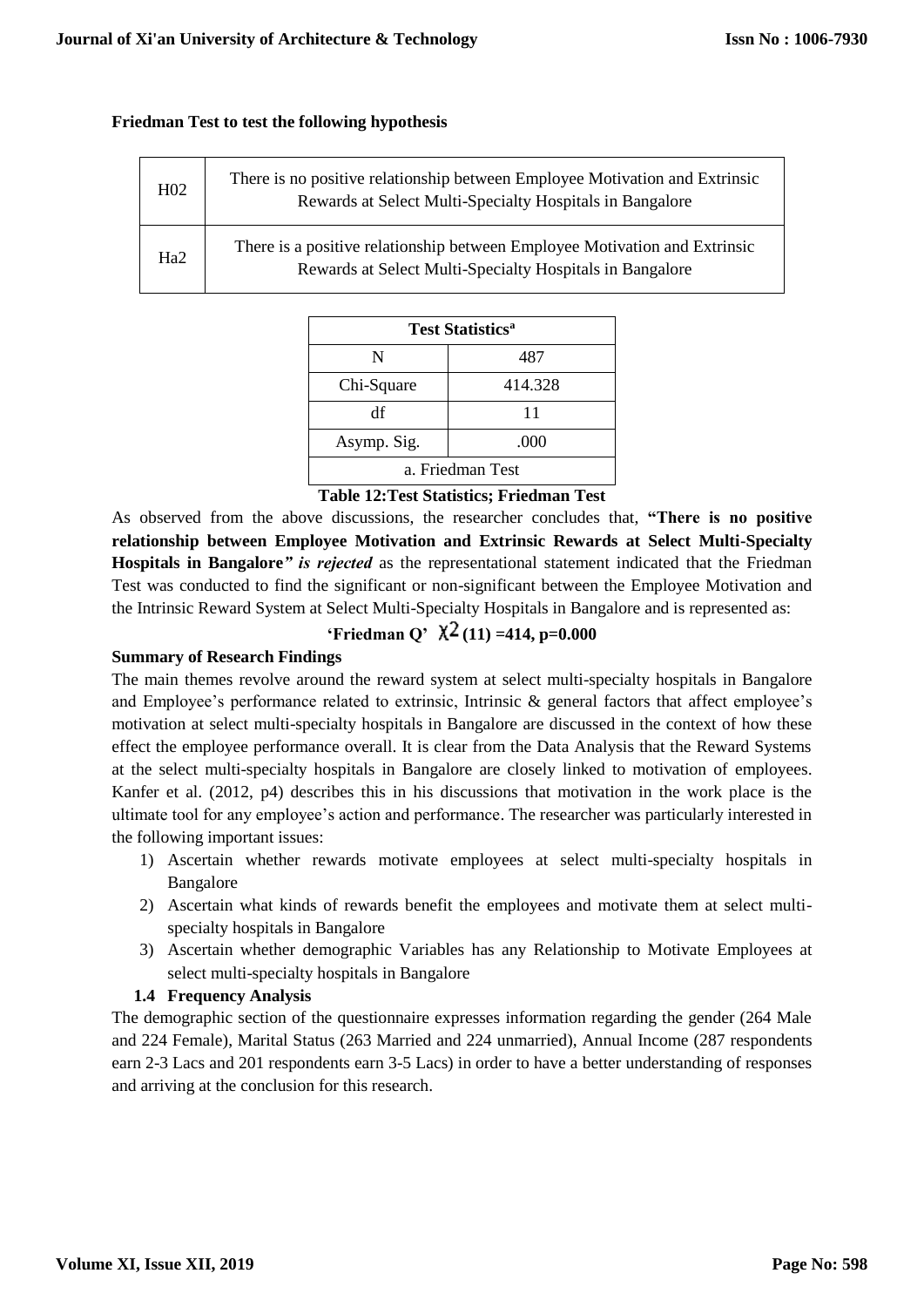**Friedman Test to test the following hypothesis**

| | |
|---|---|
| H02 | There is no positive relationship between Employee Motivation and Extrinsic Rewards at Select Multi-Specialty Hospitals in Bangalore |
| Ha2 | There is a positive relationship between Employee Motivation and Extrinsic Rewards at Select Multi-Specialty Hospitals in Bangalore |

| Test Statistics[a] | |
|---|---|
| N | 487 |
| Chi-Square | 414.328 |
| df | 11 |
| Asymp. Sig. | .000 |
| a. Friedman Test | |

**Table 12:Test Statistics; Friedman Test**

As observed from the above discussions, the researcher concludes that, **"There is no positive relationship between Employee Motivation and Extrinsic Rewards at Select Multi-Specialty Hospitals in Bangalore"** ***is rejected*** as the representational statement indicated that the Friedman Test was conducted to find the significant or non-significant between the Employee Motivation and the Intrinsic Reward System at Select Multi-Specialty Hospitals in Bangalore and is represented as:

**'Friedman Q' $\chi^2$ (11) =414, p=0.000**

**Summary of Research Findings**

The main themes revolve around the reward system at select multi-specialty hospitals in Bangalore and Employee's performance related to extrinsic, Intrinsic & general factors that affect employee's motivation at select multi-specialty hospitals in Bangalore are discussed in the context of how these effect the employee performance overall. It is clear from the Data Analysis that the Reward Systems at the select multi-specialty hospitals in Bangalore are closely linked to motivation of employees. Kanfer et al. (2012, p4) describes this in his discussions that motivation in the work place is the ultimate tool for any employee's action and performance. The researcher was particularly interested in the following important issues:

1) Ascertain whether rewards motivate employees at select multi-specialty hospitals in Bangalore
2) Ascertain what kinds of rewards benefit the employees and motivate them at select multi-specialty hospitals in Bangalore
3) Ascertain whether demographic Variables has any Relationship to Motivate Employees at select multi-specialty hospitals in Bangalore

**1.4 Frequency Analysis**

The demographic section of the questionnaire expresses information regarding the gender (264 Male and 224 Female), Marital Status (263 Married and 224 unmarried), Annual Income (287 respondents earn 2-3 Lacs and 201 respondents earn 3-5 Lacs) in order to have a better understanding of responses and arriving at the conclusion for this research.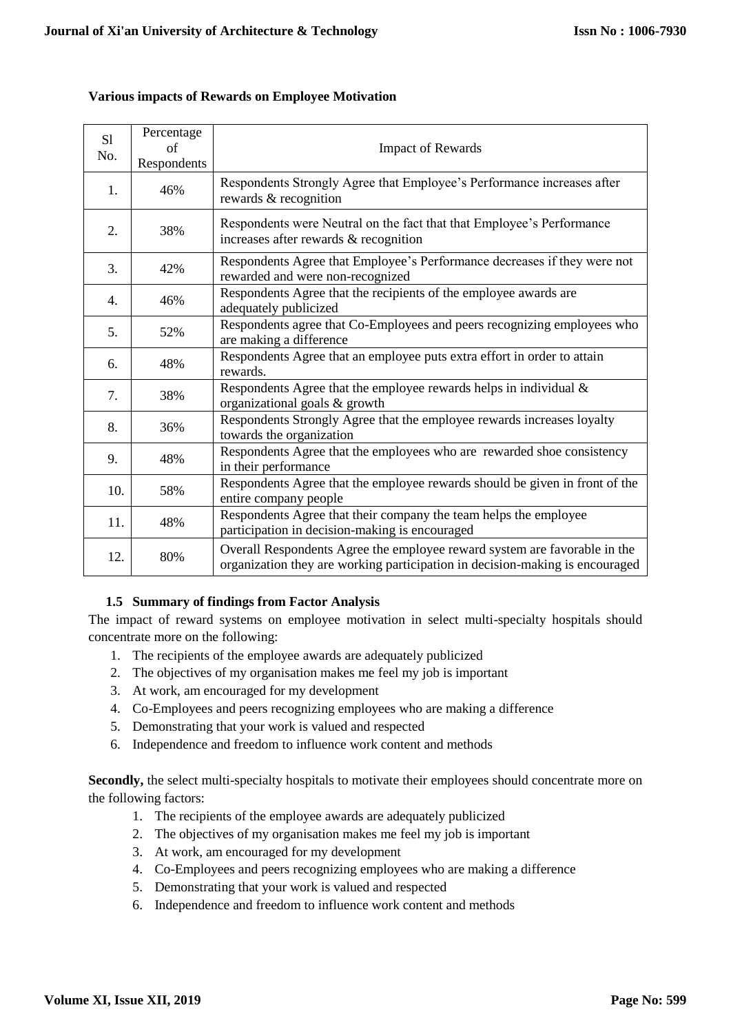**Various impacts of Rewards on Employee Motivation**

| Sl No. | Percentage of Respondents | Impact of Rewards |
|---|---|---|
| 1. | 46% | Respondents Strongly Agree that Employee's Performance increases after rewards & recognition |
| 2. | 38% | Respondents were Neutral on the fact that that Employee's Performance increases after rewards & recognition |
| 3. | 42% | Respondents Agree that Employee's Performance decreases if they were not rewarded and were non-recognized |
| 4. | 46% | Respondents Agree that the recipients of the employee awards are adequately publicized |
| 5. | 52% | Respondents agree that Co-Employees and peers recognizing employees who are making a difference |
| 6. | 48% | Respondents Agree that an employee puts extra effort in order to attain rewards. |
| 7. | 38% | Respondents Agree that the employee rewards helps in individual & organizational goals & growth |
| 8. | 36% | Respondents Strongly Agree that the employee rewards increases loyalty towards the organization |
| 9. | 48% | Respondents Agree that the employees who are rewarded shoe consistency in their performance |
| 10. | 58% | Respondents Agree that the employee rewards should be given in front of the entire company people |
| 11. | 48% | Respondents Agree that their company the team helps the employee participation in decision-making is encouraged |
| 12. | 80% | Overall Respondents Agree the employee reward system are favorable in the organization they are working participation in decision-making is encouraged |

### 1.5 Summary of findings from Factor Analysis

The impact of reward systems on employee motivation in select multi-specialty hospitals should concentrate more on the following:

1. The recipients of the employee awards are adequately publicized
2. The objectives of my organisation makes me feel my job is important
3. At work, am encouraged for my development
4. Co-Employees and peers recognizing employees who are making a difference
5. Demonstrating that your work is valued and respected
6. Independence and freedom to influence work content and methods

**Secondly,** the select multi-specialty hospitals to motivate their employees should concentrate more on the following factors:

1. The recipients of the employee awards are adequately publicized
2. The objectives of my organisation makes me feel my job is important
3. At work, am encouraged for my development
4. Co-Employees and peers recognizing employees who are making a difference
5. Demonstrating that your work is valued and respected
6. Independence and freedom to influence work content and methods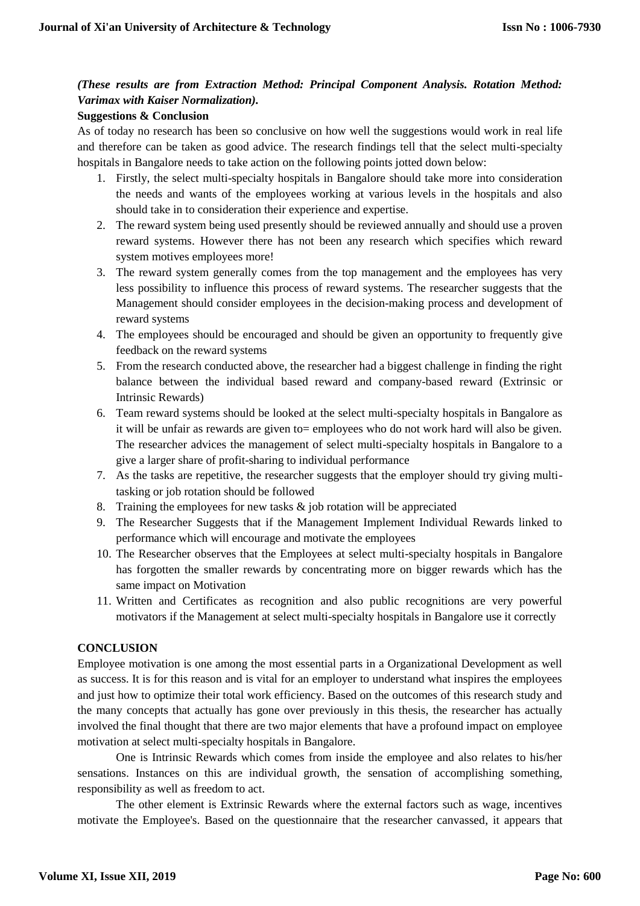***(These results are from Extraction Method: Principal Component Analysis. Rotation Method: Varimax with Kaiser Normalization).***

**Suggestions & Conclusion**

As of today no research has been so conclusive on how well the suggestions would work in real life and therefore can be taken as good advice. The research findings tell that the select multi-specialty hospitals in Bangalore needs to take action on the following points jotted down below:

1. Firstly, the select multi-specialty hospitals in Bangalore should take more into consideration the needs and wants of the employees working at various levels in the hospitals and also should take in to consideration their experience and expertise.
2. The reward system being used presently should be reviewed annually and should use a proven reward systems. However there has not been any research which specifies which reward system motives employees more!
3. The reward system generally comes from the top management and the employees has very less possibility to influence this process of reward systems. The researcher suggests that the Management should consider employees in the decision-making process and development of reward systems
4. The employees should be encouraged and should be given an opportunity to frequently give feedback on the reward systems
5. From the research conducted above, the researcher had a biggest challenge in finding the right balance between the individual based reward and company-based reward (Extrinsic or Intrinsic Rewards)
6. Team reward systems should be looked at the select multi-specialty hospitals in Bangalore as it will be unfair as rewards are given to= employees who do not work hard will also be given. The researcher advices the management of select multi-specialty hospitals in Bangalore to a give a larger share of profit-sharing to individual performance
7. As the tasks are repetitive, the researcher suggests that the employer should try giving multi-tasking or job rotation should be followed
8. Training the employees for new tasks & job rotation will be appreciated
9. The Researcher Suggests that if the Management Implement Individual Rewards linked to performance which will encourage and motivate the employees
10. The Researcher observes that the Employees at select multi-specialty hospitals in Bangalore has forgotten the smaller rewards by concentrating more on bigger rewards which has the same impact on Motivation
11. Written and Certificates as recognition and also public recognitions are very powerful motivators if the Management at select multi-specialty hospitals in Bangalore use it correctly

## CONCLUSION

Employee motivation is one among the most essential parts in a Organizational Development as well as success. It is for this reason and is vital for an employer to understand what inspires the employees and just how to optimize their total work efficiency. Based on the outcomes of this research study and the many concepts that actually has gone over previously in this thesis, the researcher has actually involved the final thought that there are two major elements that have a profound impact on employee motivation at select multi-specialty hospitals in Bangalore.

One is Intrinsic Rewards which comes from inside the employee and also relates to his/her sensations. Instances on this are individual growth, the sensation of accomplishing something, responsibility as well as freedom to act.

The other element is Extrinsic Rewards where the external factors such as wage, incentives motivate the Employee's. Based on the questionnaire that the researcher canvassed, it appears that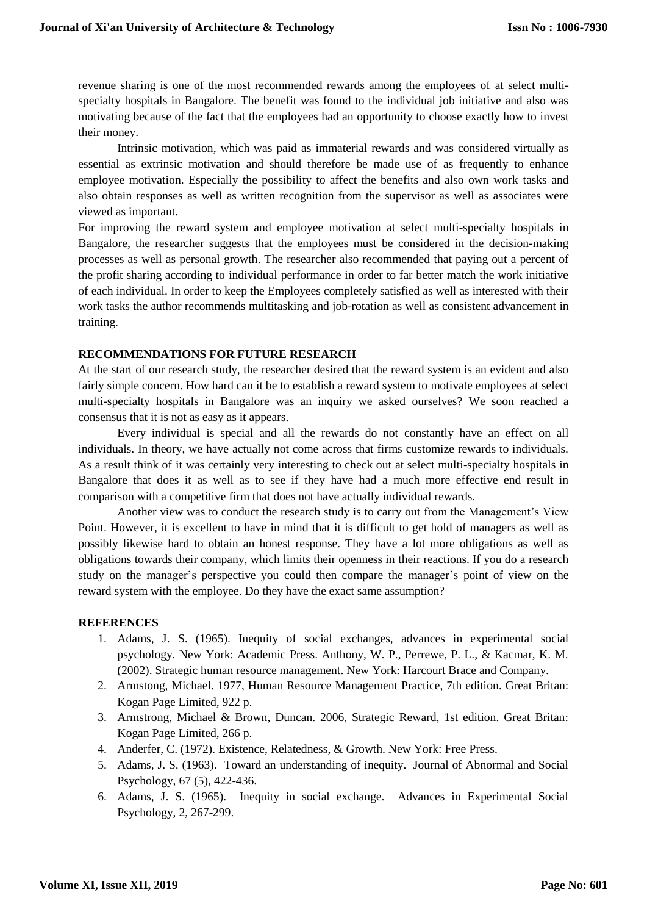revenue sharing is one of the most recommended rewards among the employees of at select multi-specialty hospitals in Bangalore. The benefit was found to the individual job initiative and also was motivating because of the fact that the employees had an opportunity to choose exactly how to invest their money.

Intrinsic motivation, which was paid as immaterial rewards and was considered virtually as essential as extrinsic motivation and should therefore be made use of as frequently to enhance employee motivation. Especially the possibility to affect the benefits and also own work tasks and also obtain responses as well as written recognition from the supervisor as well as associates were viewed as important.

For improving the reward system and employee motivation at select multi-specialty hospitals in Bangalore, the researcher suggests that the employees must be considered in the decision-making processes as well as personal growth. The researcher also recommended that paying out a percent of the profit sharing according to individual performance in order to far better match the work initiative of each individual. In order to keep the Employees completely satisfied as well as interested with their work tasks the author recommends multitasking and job-rotation as well as consistent advancement in training.

## RECOMMENDATIONS FOR FUTURE RESEARCH

At the start of our research study, the researcher desired that the reward system is an evident and also fairly simple concern. How hard can it be to establish a reward system to motivate employees at select multi-specialty hospitals in Bangalore was an inquiry we asked ourselves? We soon reached a consensus that it is not as easy as it appears.

Every individual is special and all the rewards do not constantly have an effect on all individuals. In theory, we have actually not come across that firms customize rewards to individuals. As a result think of it was certainly very interesting to check out at select multi-specialty hospitals in Bangalore that does it as well as to see if they have had a much more effective end result in comparison with a competitive firm that does not have actually individual rewards.

Another view was to conduct the research study is to carry out from the Management's View Point. However, it is excellent to have in mind that it is difficult to get hold of managers as well as possibly likewise hard to obtain an honest response. They have a lot more obligations as well as obligations towards their company, which limits their openness in their reactions. If you do a research study on the manager's perspective you could then compare the manager's point of view on the reward system with the employee. Do they have the exact same assumption?

## REFERENCES

1. Adams, J. S. (1965). Inequity of social exchanges, advances in experimental social psychology. New York: Academic Press. Anthony, W. P., Perrewe, P. L., & Kacmar, K. M. (2002). Strategic human resource management. New York: Harcourt Brace and Company.
2. Armstong, Michael. 1977, Human Resource Management Practice, 7th edition. Great Britan: Kogan Page Limited, 922 p.
3. Armstrong, Michael & Brown, Duncan. 2006, Strategic Reward, 1st edition. Great Britan: Kogan Page Limited, 266 p.
4. Anderfer, C. (1972). Existence, Relatedness, & Growth. New York: Free Press.
5. Adams, J. S. (1963). Toward an understanding of inequity. Journal of Abnormal and Social Psychology, 67 (5), 422-436.
6. Adams, J. S. (1965). Inequity in social exchange. Advances in Experimental Social Psychology, 2, 267-299.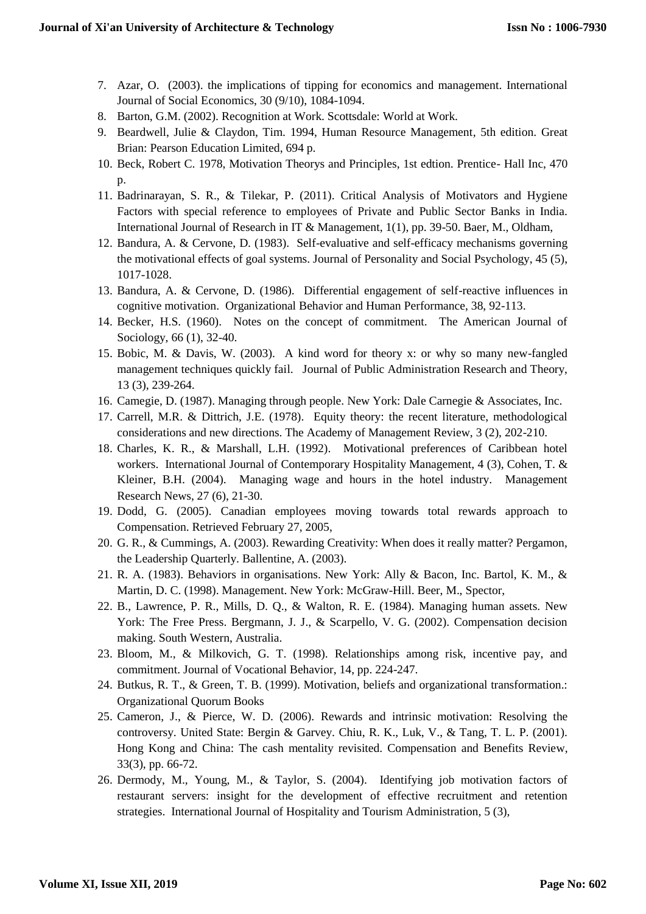7. Azar, O. (2003). the implications of tipping for economics and management. International Journal of Social Economics, 30 (9/10), 1084-1094.
8. Barton, G.M. (2002). Recognition at Work. Scottsdale: World at Work.
9. Beardwell, Julie & Claydon, Tim. 1994, Human Resource Management, 5th edition. Great Brian: Pearson Education Limited, 694 p.
10. Beck, Robert C. 1978, Motivation Theorys and Principles, 1st edtion. Prentice- Hall Inc, 470 p.
11. Badrinarayan, S. R., & Tilekar, P. (2011). Critical Analysis of Motivators and Hygiene Factors with special reference to employees of Private and Public Sector Banks in India. International Journal of Research in IT & Management, 1(1), pp. 39-50. Baer, M., Oldham,
12. Bandura, A. & Cervone, D. (1983). Self-evaluative and self-efficacy mechanisms governing the motivational effects of goal systems. Journal of Personality and Social Psychology, 45 (5), 1017-1028.
13. Bandura, A. & Cervone, D. (1986). Differential engagement of self-reactive influences in cognitive motivation. Organizational Behavior and Human Performance, 38, 92-113.
14. Becker, H.S. (1960). Notes on the concept of commitment. The American Journal of Sociology, 66 (1), 32-40.
15. Bobic, M. & Davis, W. (2003). A kind word for theory x: or why so many new-fangled management techniques quickly fail. Journal of Public Administration Research and Theory, 13 (3), 239-264.
16. Camegie, D. (1987). Managing through people. New York: Dale Carnegie & Associates, Inc.
17. Carrell, M.R. & Dittrich, J.E. (1978). Equity theory: the recent literature, methodological considerations and new directions. The Academy of Management Review, 3 (2), 202-210.
18. Charles, K. R., & Marshall, L.H. (1992). Motivational preferences of Caribbean hotel workers. International Journal of Contemporary Hospitality Management, 4 (3), Cohen, T. & Kleiner, B.H. (2004). Managing wage and hours in the hotel industry. Management Research News, 27 (6), 21-30.
19. Dodd, G. (2005). Canadian employees moving towards total rewards approach to Compensation. Retrieved February 27, 2005,
20. G. R., & Cummings, A. (2003). Rewarding Creativity: When does it really matter? Pergamon, the Leadership Quarterly. Ballentine, A. (2003).
21. R. A. (1983). Behaviors in organisations. New York: Ally & Bacon, Inc. Bartol, K. M., & Martin, D. C. (1998). Management. New York: McGraw-Hill. Beer, M., Spector,
22. B., Lawrence, P. R., Mills, D. Q., & Walton, R. E. (1984). Managing human assets. New York: The Free Press. Bergmann, J. J., & Scarpello, V. G. (2002). Compensation decision making. South Western, Australia.
23. Bloom, M., & Milkovich, G. T. (1998). Relationships among risk, incentive pay, and commitment. Journal of Vocational Behavior, 14, pp. 224-247.
24. Butkus, R. T., & Green, T. B. (1999). Motivation, beliefs and organizational transformation.: Organizational Quorum Books
25. Cameron, J., & Pierce, W. D. (2006). Rewards and intrinsic motivation: Resolving the controversy. United State: Bergin & Garvey. Chiu, R. K., Luk, V., & Tang, T. L. P. (2001). Hong Kong and China: The cash mentality revisited. Compensation and Benefits Review, 33(3), pp. 66-72.
26. Dermody, M., Young, M., & Taylor, S. (2004). Identifying job motivation factors of restaurant servers: insight for the development of effective recruitment and retention strategies. International Journal of Hospitality and Tourism Administration, 5 (3),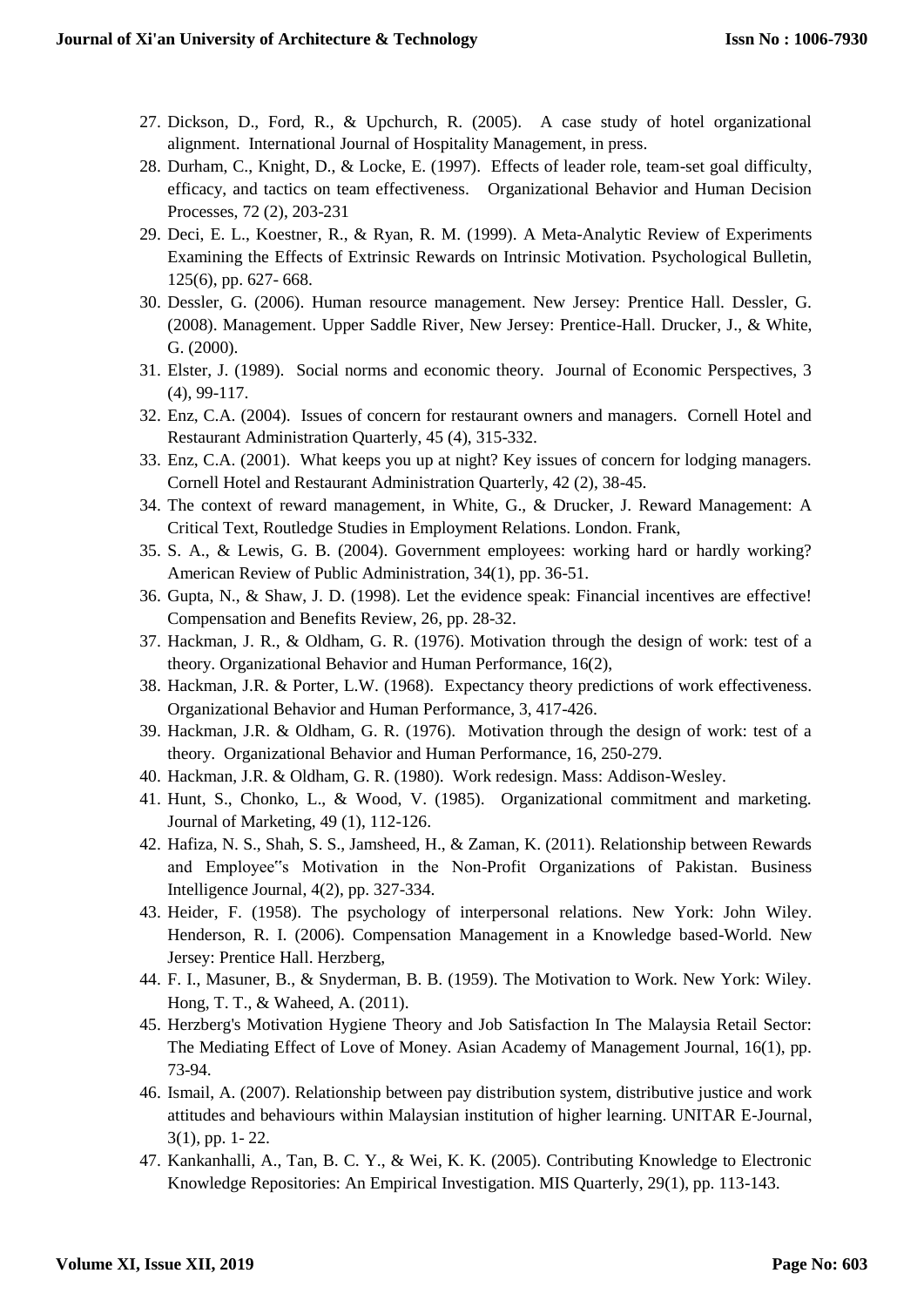27. Dickson, D., Ford, R., & Upchurch, R. (2005). A case study of hotel organizational alignment. International Journal of Hospitality Management, in press.
28. Durham, C., Knight, D., & Locke, E. (1997). Effects of leader role, team-set goal difficulty, efficacy, and tactics on team effectiveness. Organizational Behavior and Human Decision Processes, 72 (2), 203-231
29. Deci, E. L., Koestner, R., & Ryan, R. M. (1999). A Meta-Analytic Review of Experiments Examining the Effects of Extrinsic Rewards on Intrinsic Motivation. Psychological Bulletin, 125(6), pp. 627- 668.
30. Dessler, G. (2006). Human resource management. New Jersey: Prentice Hall. Dessler, G. (2008). Management. Upper Saddle River, New Jersey: Prentice-Hall. Drucker, J., & White, G. (2000).
31. Elster, J. (1989). Social norms and economic theory. Journal of Economic Perspectives, 3 (4), 99-117.
32. Enz, C.A. (2004). Issues of concern for restaurant owners and managers. Cornell Hotel and Restaurant Administration Quarterly, 45 (4), 315-332.
33. Enz, C.A. (2001). What keeps you up at night? Key issues of concern for lodging managers. Cornell Hotel and Restaurant Administration Quarterly, 42 (2), 38-45.
34. The context of reward management, in White, G., & Drucker, J. Reward Management: A Critical Text, Routledge Studies in Employment Relations. London. Frank,
35. S. A., & Lewis, G. B. (2004). Government employees: working hard or hardly working? American Review of Public Administration, 34(1), pp. 36-51.
36. Gupta, N., & Shaw, J. D. (1998). Let the evidence speak: Financial incentives are effective! Compensation and Benefits Review, 26, pp. 28-32.
37. Hackman, J. R., & Oldham, G. R. (1976). Motivation through the design of work: test of a theory. Organizational Behavior and Human Performance, 16(2),
38. Hackman, J.R. & Porter, L.W. (1968). Expectancy theory predictions of work effectiveness. Organizational Behavior and Human Performance, 3, 417-426.
39. Hackman, J.R. & Oldham, G. R. (1976). Motivation through the design of work: test of a theory. Organizational Behavior and Human Performance, 16, 250-279.
40. Hackman, J.R. & Oldham, G. R. (1980). Work redesign. Mass: Addison-Wesley.
41. Hunt, S., Chonko, L., & Wood, V. (1985). Organizational commitment and marketing. Journal of Marketing, 49 (1), 112-126.
42. Hafiza, N. S., Shah, S. S., Jamsheed, H., & Zaman, K. (2011). Relationship between Rewards and Employee"s Motivation in the Non-Profit Organizations of Pakistan. Business Intelligence Journal, 4(2), pp. 327-334.
43. Heider, F. (1958). The psychology of interpersonal relations. New York: John Wiley. Henderson, R. I. (2006). Compensation Management in a Knowledge based-World. New Jersey: Prentice Hall. Herzberg,
44. F. I., Masuner, B., & Snyderman, B. B. (1959). The Motivation to Work. New York: Wiley. Hong, T. T., & Waheed, A. (2011).
45. Herzberg's Motivation Hygiene Theory and Job Satisfaction In The Malaysia Retail Sector: The Mediating Effect of Love of Money. Asian Academy of Management Journal, 16(1), pp. 73-94.
46. Ismail, A. (2007). Relationship between pay distribution system, distributive justice and work attitudes and behaviours within Malaysian institution of higher learning. UNITAR E-Journal, 3(1), pp. 1- 22.
47. Kankanhalli, A., Tan, B. C. Y., & Wei, K. K. (2005). Contributing Knowledge to Electronic Knowledge Repositories: An Empirical Investigation. MIS Quarterly, 29(1), pp. 113-143.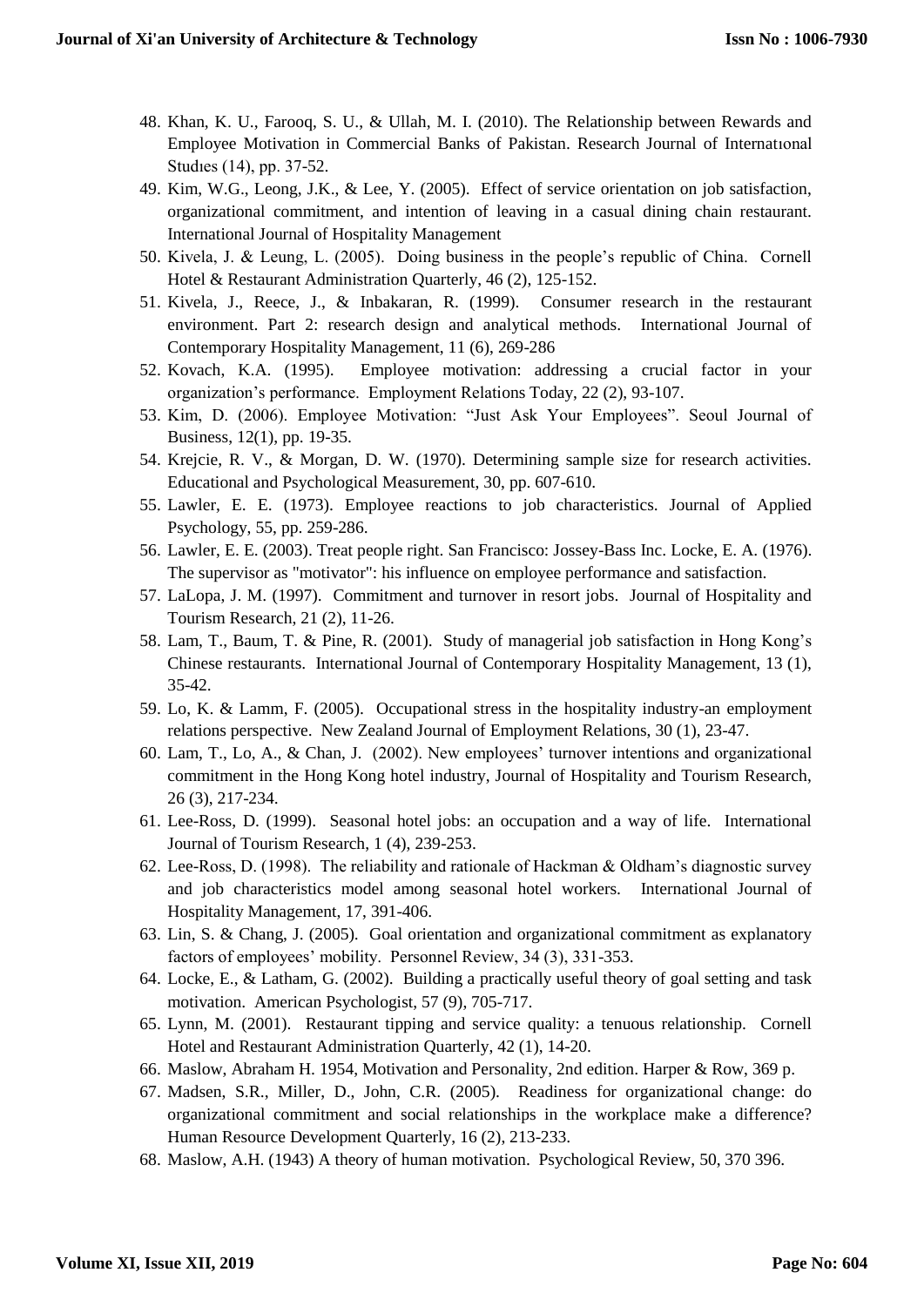48. Khan, K. U., Farooq, S. U., & Ullah, M. I. (2010). The Relationship between Rewards and Employee Motivation in Commercial Banks of Pakistan. Research Journal of Internatıonal Studıes (14), pp. 37-52.
49. Kim, W.G., Leong, J.K., & Lee, Y. (2005). Effect of service orientation on job satisfaction, organizational commitment, and intention of leaving in a casual dining chain restaurant. International Journal of Hospitality Management
50. Kivela, J. & Leung, L. (2005). Doing business in the people's republic of China. Cornell Hotel & Restaurant Administration Quarterly, 46 (2), 125-152.
51. Kivela, J., Reece, J., & Inbakaran, R. (1999). Consumer research in the restaurant environment. Part 2: research design and analytical methods. International Journal of Contemporary Hospitality Management, 11 (6), 269-286
52. Kovach, K.A. (1995). Employee motivation: addressing a crucial factor in your organization's performance. Employment Relations Today, 22 (2), 93-107.
53. Kim, D. (2006). Employee Motivation: "Just Ask Your Employees". Seoul Journal of Business, 12(1), pp. 19-35.
54. Krejcie, R. V., & Morgan, D. W. (1970). Determining sample size for research activities. Educational and Psychological Measurement, 30, pp. 607-610.
55. Lawler, E. E. (1973). Employee reactions to job characteristics. Journal of Applied Psychology, 55, pp. 259-286.
56. Lawler, E. E. (2003). Treat people right. San Francisco: Jossey-Bass Inc. Locke, E. A. (1976). The supervisor as "motivator": his influence on employee performance and satisfaction.
57. LaLopa, J. M. (1997). Commitment and turnover in resort jobs. Journal of Hospitality and Tourism Research, 21 (2), 11-26.
58. Lam, T., Baum, T. & Pine, R. (2001). Study of managerial job satisfaction in Hong Kong's Chinese restaurants. International Journal of Contemporary Hospitality Management, 13 (1), 35-42.
59. Lo, K. & Lamm, F. (2005). Occupational stress in the hospitality industry-an employment relations perspective. New Zealand Journal of Employment Relations, 30 (1), 23-47.
60. Lam, T., Lo, A., & Chan, J. (2002). New employees' turnover intentions and organizational commitment in the Hong Kong hotel industry, Journal of Hospitality and Tourism Research, 26 (3), 217-234.
61. Lee-Ross, D. (1999). Seasonal hotel jobs: an occupation and a way of life. International Journal of Tourism Research, 1 (4), 239-253.
62. Lee-Ross, D. (1998). The reliability and rationale of Hackman & Oldham's diagnostic survey and job characteristics model among seasonal hotel workers. International Journal of Hospitality Management, 17, 391-406.
63. Lin, S. & Chang, J. (2005). Goal orientation and organizational commitment as explanatory factors of employees' mobility. Personnel Review, 34 (3), 331-353.
64. Locke, E., & Latham, G. (2002). Building a practically useful theory of goal setting and task motivation. American Psychologist, 57 (9), 705-717.
65. Lynn, M. (2001). Restaurant tipping and service quality: a tenuous relationship. Cornell Hotel and Restaurant Administration Quarterly, 42 (1), 14-20.
66. Maslow, Abraham H. 1954, Motivation and Personality, 2nd edition. Harper & Row, 369 p.
67. Madsen, S.R., Miller, D., John, C.R. (2005). Readiness for organizational change: do organizational commitment and social relationships in the workplace make a difference? Human Resource Development Quarterly, 16 (2), 213-233.
68. Maslow, A.H. (1943) A theory of human motivation. Psychological Review, 50, 370 396.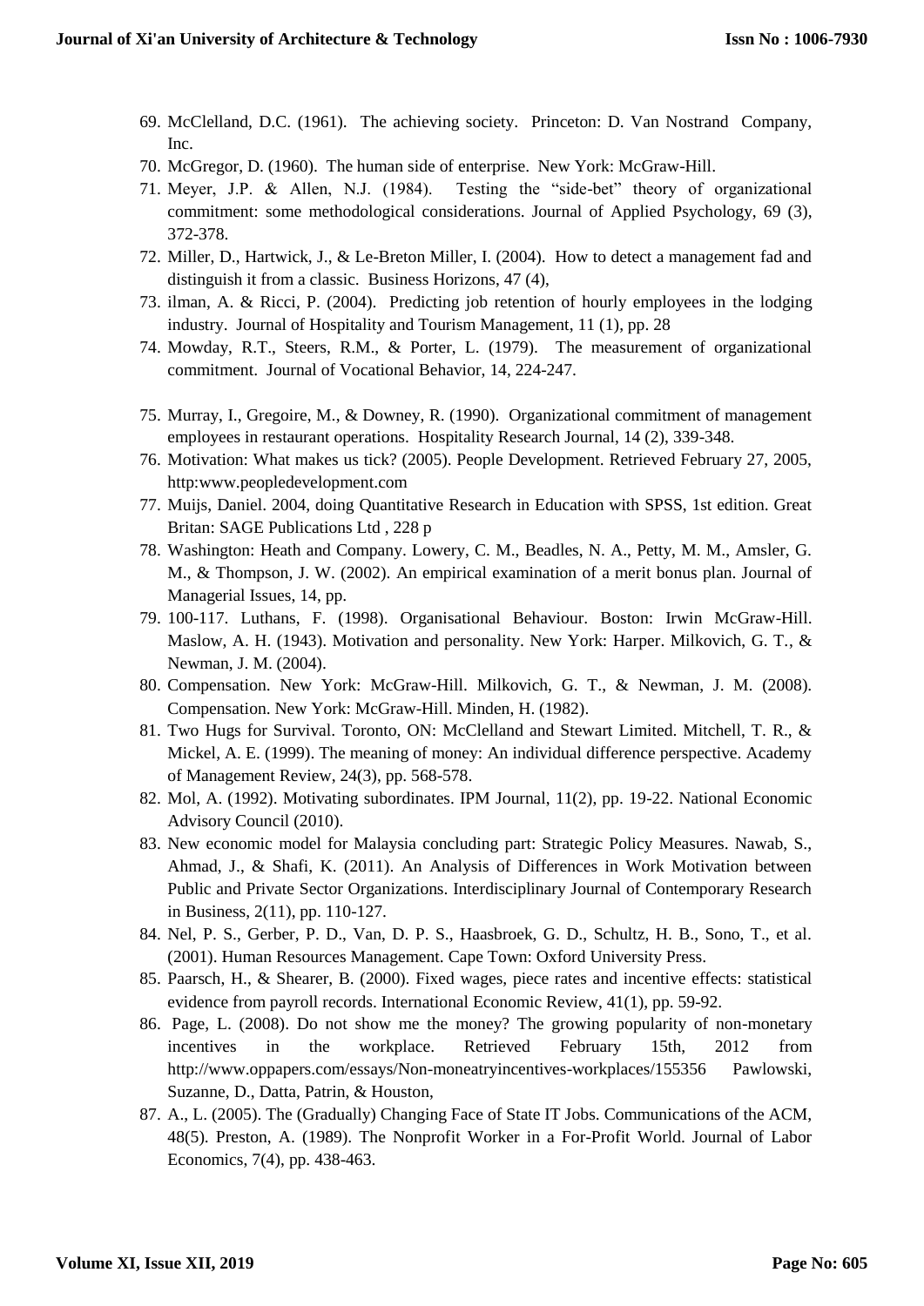69. McClelland, D.C. (1961). The achieving society. Princeton: D. Van Nostrand Company, Inc.
70. McGregor, D. (1960). The human side of enterprise. New York: McGraw-Hill.
71. Meyer, J.P. & Allen, N.J. (1984). Testing the "side-bet" theory of organizational commitment: some methodological considerations. Journal of Applied Psychology, 69 (3), 372-378.
72. Miller, D., Hartwick, J., & Le-Breton Miller, I. (2004). How to detect a management fad and distinguish it from a classic. Business Horizons, 47 (4),
73. ilman, A. & Ricci, P. (2004). Predicting job retention of hourly employees in the lodging industry. Journal of Hospitality and Tourism Management, 11 (1), pp. 28
74. Mowday, R.T., Steers, R.M., & Porter, L. (1979). The measurement of organizational commitment. Journal of Vocational Behavior, 14, 224-247.
75. Murray, I., Gregoire, M., & Downey, R. (1990). Organizational commitment of management employees in restaurant operations. Hospitality Research Journal, 14 (2), 339-348.
76. Motivation: What makes us tick? (2005). People Development. Retrieved February 27, 2005, http:www.peopledevelopment.com
77. Muijs, Daniel. 2004, doing Quantitative Research in Education with SPSS, 1st edition. Great Britan: SAGE Publications Ltd , 228 p
78. Washington: Heath and Company. Lowery, C. M., Beadles, N. A., Petty, M. M., Amsler, G. M., & Thompson, J. W. (2002). An empirical examination of a merit bonus plan. Journal of Managerial Issues, 14, pp.
79. 100-117. Luthans, F. (1998). Organisational Behaviour. Boston: Irwin McGraw-Hill. Maslow, A. H. (1943). Motivation and personality. New York: Harper. Milkovich, G. T., & Newman, J. M. (2004).
80. Compensation. New York: McGraw-Hill. Milkovich, G. T., & Newman, J. M. (2008). Compensation. New York: McGraw-Hill. Minden, H. (1982).
81. Two Hugs for Survival. Toronto, ON: McClelland and Stewart Limited. Mitchell, T. R., & Mickel, A. E. (1999). The meaning of money: An individual difference perspective. Academy of Management Review, 24(3), pp. 568-578.
82. Mol, A. (1992). Motivating subordinates. IPM Journal, 11(2), pp. 19-22. National Economic Advisory Council (2010).
83. New economic model for Malaysia concluding part: Strategic Policy Measures. Nawab, S., Ahmad, J., & Shafi, K. (2011). An Analysis of Differences in Work Motivation between Public and Private Sector Organizations. Interdisciplinary Journal of Contemporary Research in Business, 2(11), pp. 110-127.
84. Nel, P. S., Gerber, P. D., Van, D. P. S., Haasbroek, G. D., Schultz, H. B., Sono, T., et al. (2001). Human Resources Management. Cape Town: Oxford University Press.
85. Paarsch, H., & Shearer, B. (2000). Fixed wages, piece rates and incentive effects: statistical evidence from payroll records. International Economic Review, 41(1), pp. 59-92.
86. Page, L. (2008). Do not show me the money? The growing popularity of non-monetary incentives in the workplace. Retrieved February 15th, 2012 from http://www.oppapers.com/essays/Non-moneatryincentives-workplaces/155356 Pawlowski, Suzanne, D., Datta, Patrin, & Houston,
87. A., L. (2005). The (Gradually) Changing Face of State IT Jobs. Communications of the ACM, 48(5). Preston, A. (1989). The Nonprofit Worker in a For-Profit World. Journal of Labor Economics, 7(4), pp. 438-463.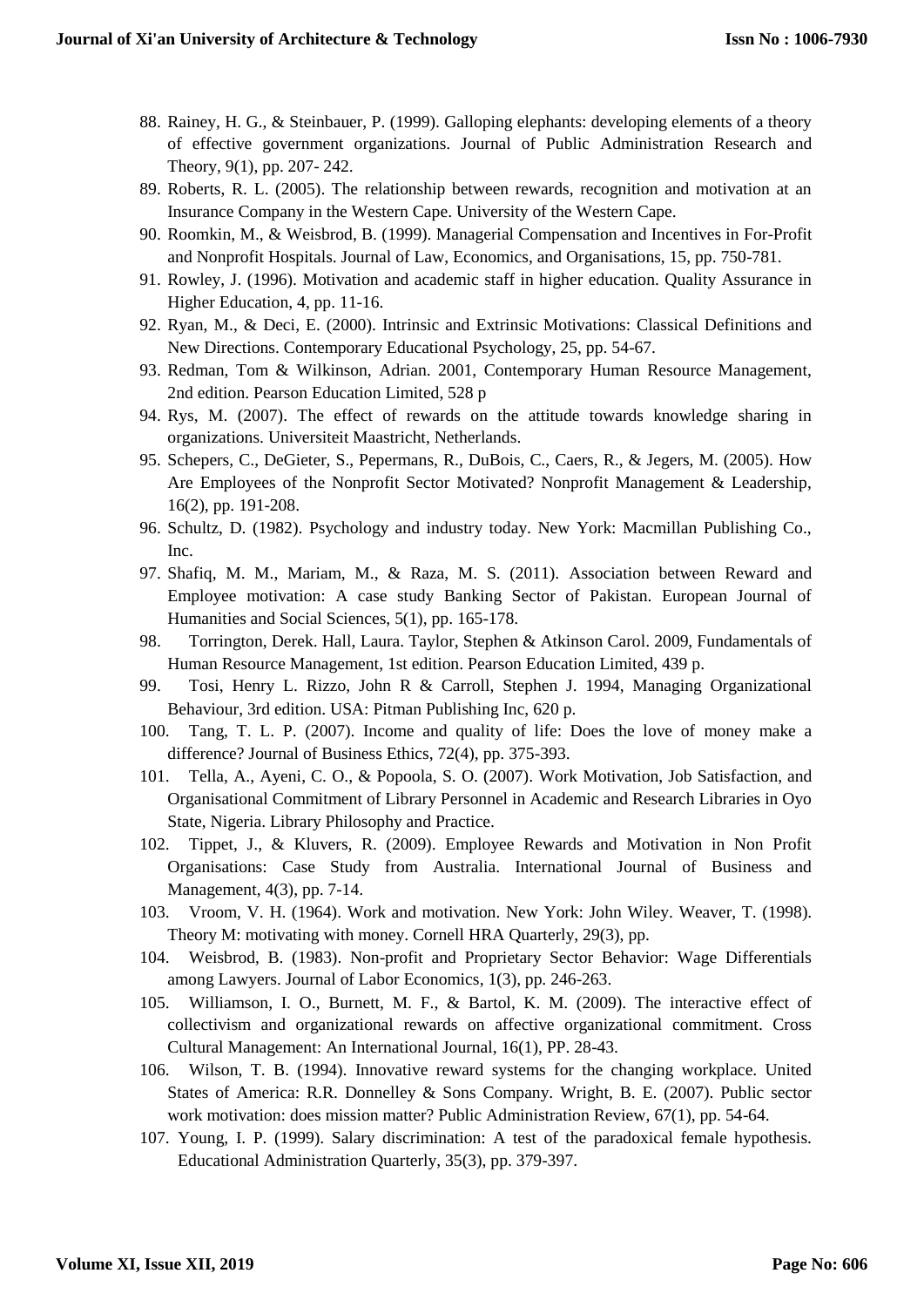88. Rainey, H. G., & Steinbauer, P. (1999). Galloping elephants: developing elements of a theory of effective government organizations. Journal of Public Administration Research and Theory, 9(1), pp. 207- 242.
89. Roberts, R. L. (2005). The relationship between rewards, recognition and motivation at an Insurance Company in the Western Cape. University of the Western Cape.
90. Roomkin, M., & Weisbrod, B. (1999). Managerial Compensation and Incentives in For-Profit and Nonprofit Hospitals. Journal of Law, Economics, and Organisations, 15, pp. 750-781.
91. Rowley, J. (1996). Motivation and academic staff in higher education. Quality Assurance in Higher Education, 4, pp. 11-16.
92. Ryan, M., & Deci, E. (2000). Intrinsic and Extrinsic Motivations: Classical Definitions and New Directions. Contemporary Educational Psychology, 25, pp. 54-67.
93. Redman, Tom & Wilkinson, Adrian. 2001, Contemporary Human Resource Management, 2nd edition. Pearson Education Limited, 528 p
94. Rys, M. (2007). The effect of rewards on the attitude towards knowledge sharing in organizations. Universiteit Maastricht, Netherlands.
95. Schepers, C., DeGieter, S., Pepermans, R., DuBois, C., Caers, R., & Jegers, M. (2005). How Are Employees of the Nonprofit Sector Motivated? Nonprofit Management & Leadership, 16(2), pp. 191-208.
96. Schultz, D. (1982). Psychology and industry today. New York: Macmillan Publishing Co., Inc.
97. Shafiq, M. M., Mariam, M., & Raza, M. S. (2011). Association between Reward and Employee motivation: A case study Banking Sector of Pakistan. European Journal of Humanities and Social Sciences, 5(1), pp. 165-178.
98. Torrington, Derek. Hall, Laura. Taylor, Stephen & Atkinson Carol. 2009, Fundamentals of Human Resource Management, 1st edition. Pearson Education Limited, 439 p.
99. Tosi, Henry L. Rizzo, John R & Carroll, Stephen J. 1994, Managing Organizational Behaviour, 3rd edition. USA: Pitman Publishing Inc, 620 p.
100. Tang, T. L. P. (2007). Income and quality of life: Does the love of money make a difference? Journal of Business Ethics, 72(4), pp. 375-393.
101. Tella, A., Ayeni, C. O., & Popoola, S. O. (2007). Work Motivation, Job Satisfaction, and Organisational Commitment of Library Personnel in Academic and Research Libraries in Oyo State, Nigeria. Library Philosophy and Practice.
102. Tippet, J., & Kluvers, R. (2009). Employee Rewards and Motivation in Non Profit Organisations: Case Study from Australia. International Journal of Business and Management, 4(3), pp. 7-14.
103. Vroom, V. H. (1964). Work and motivation. New York: John Wiley. Weaver, T. (1998). Theory M: motivating with money. Cornell HRA Quarterly, 29(3), pp.
104. Weisbrod, B. (1983). Non-profit and Proprietary Sector Behavior: Wage Differentials among Lawyers. Journal of Labor Economics, 1(3), pp. 246-263.
105. Williamson, I. O., Burnett, M. F., & Bartol, K. M. (2009). The interactive effect of collectivism and organizational rewards on affective organizational commitment. Cross Cultural Management: An International Journal, 16(1), PP. 28-43.
106. Wilson, T. B. (1994). Innovative reward systems for the changing workplace. United States of America: R.R. Donnelley & Sons Company. Wright, B. E. (2007). Public sector work motivation: does mission matter? Public Administration Review, 67(1), pp. 54-64.
107. Young, I. P. (1999). Salary discrimination: A test of the paradoxical female hypothesis. Educational Administration Quarterly, 35(3), pp. 379-397.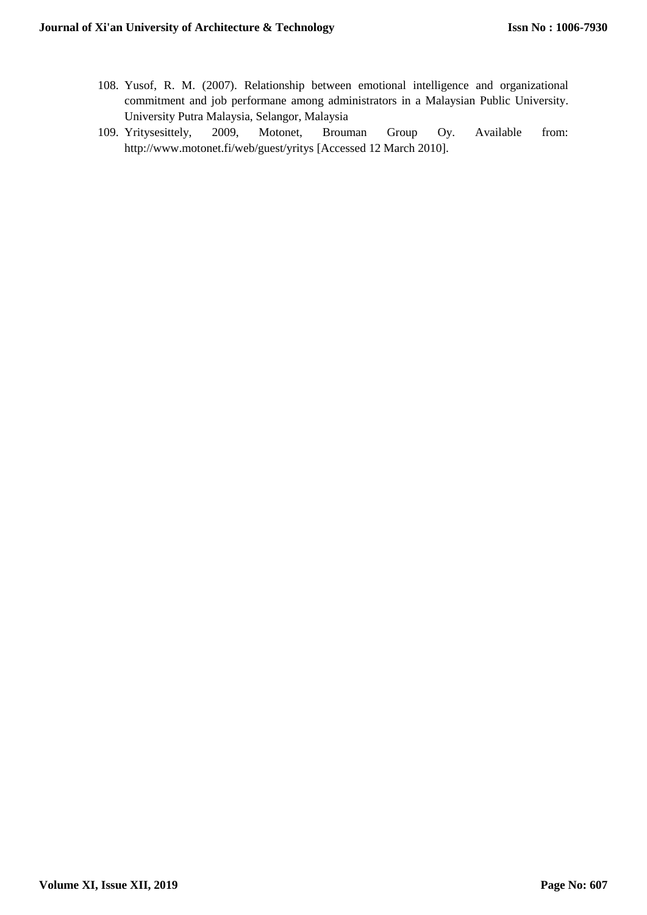108. Yusof, R. M. (2007). Relationship between emotional intelligence and organizational commitment and job performane among administrators in a Malaysian Public University. University Putra Malaysia, Selangor, Malaysia
109. Yritysesittely, 2009, Motonet, Brouman Group Oy. Available from: http://www.motonet.fi/web/guest/yritys [Accessed 12 March 2010].